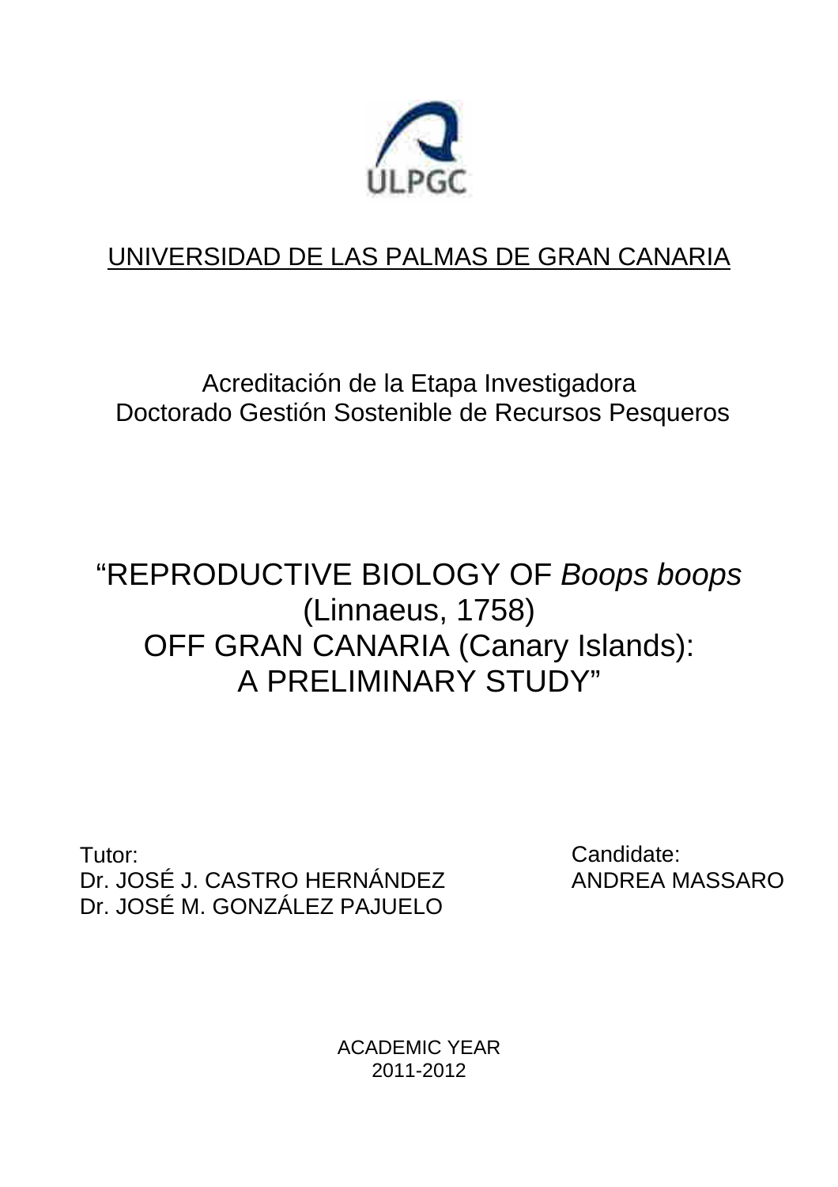ULPGC

UNIVERSIDAD DE LAS PALMAS DE GRAN CANARIA

Acreditación de la Etapa Investigadora
Doctorado Gestión Sostenible de Recursos Pesqueros

# "REPRODUCTIVE BIOLOGY OF *Boops boops* (Linnaeus, 1758) OFF GRAN CANARIA (Canary Islands): A PRELIMINARY STUDY"

Tutor:
Dr. JOSÉ J. CASTRO HERNÁNDEZ
Dr. JOSÉ M. GONZÁLEZ PAJUELO

Candidate:
ANDREA MASSARO

ACADEMIC YEAR
2011-2012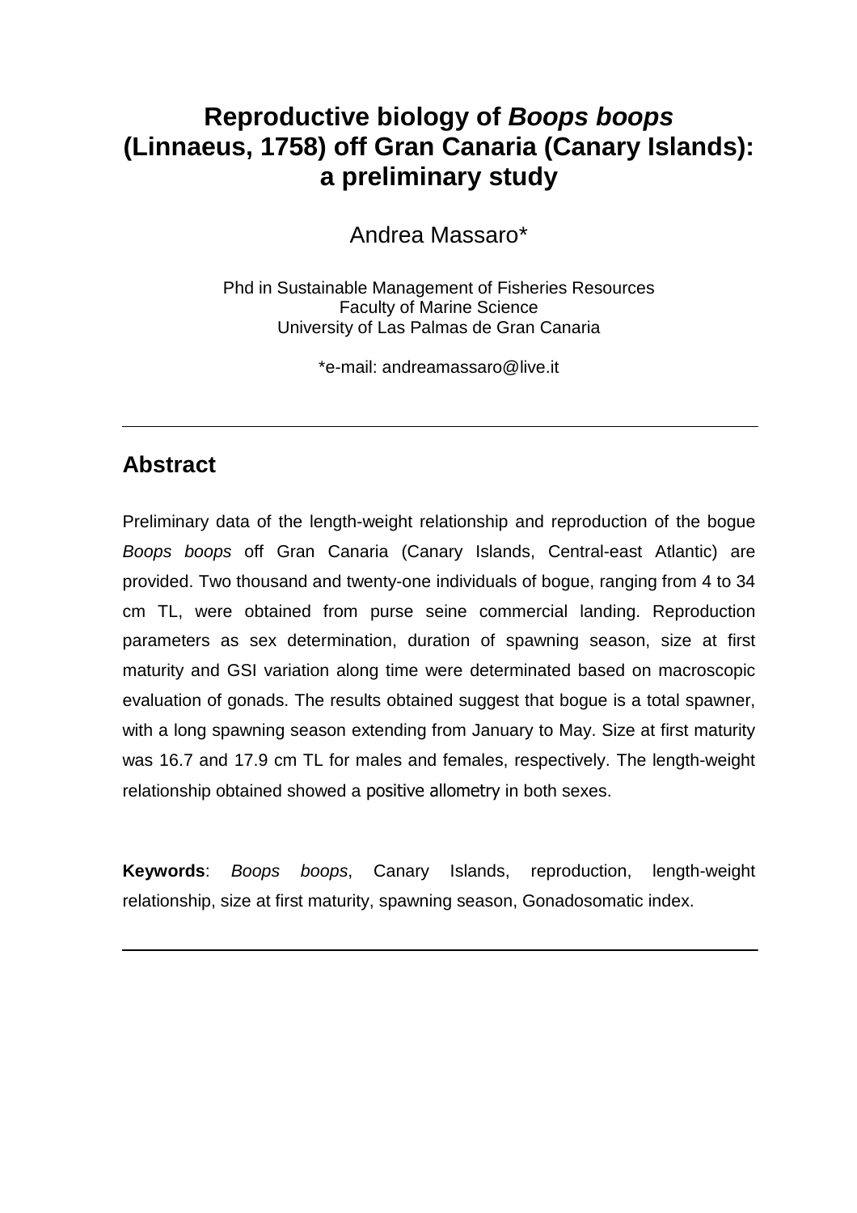# Reproductive biology of *Boops boops* (Linnaeus, 1758) off Gran Canaria (Canary Islands): a preliminary study

Andrea Massaro*

Phd in Sustainable Management of Fisheries Resources
Faculty of Marine Science
University of Las Palmas de Gran Canaria

*e-mail: andreamassaro@live.it

---

## Abstract

Preliminary data of the length-weight relationship and reproduction of the bogue *Boops boops* off Gran Canaria (Canary Islands, Central-east Atlantic) are provided. Two thousand and twenty-one individuals of bogue, ranging from 4 to 34 cm TL, were obtained from purse seine commercial landing. Reproduction parameters as sex determination, duration of spawning season, size at first maturity and GSI variation along time were determinated based on macroscopic evaluation of gonads. The results obtained suggest that bogue is a total spawner, with a long spawning season extending from January to May. Size at first maturity was 16.7 and 17.9 cm TL for males and females, respectively. The length-weight relationship obtained showed a positive allometry in both sexes.

**Keywords**: *Boops boops*, Canary Islands, reproduction, length-weight relationship, size at first maturity, spawning season, Gonadosomatic index.

---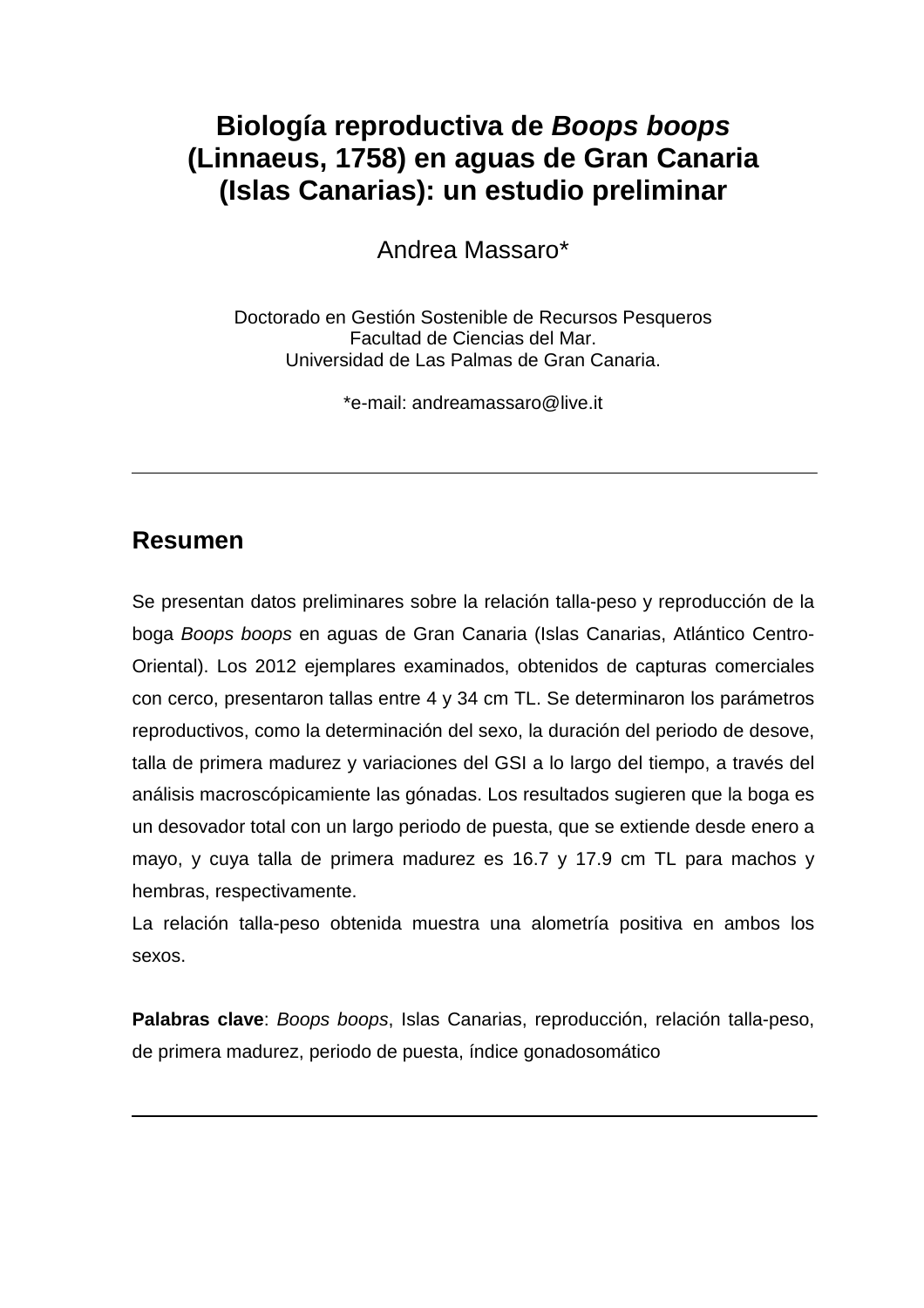# Biología reproductiva de *Boops boops* (Linnaeus, 1758) en aguas de Gran Canaria (Islas Canarias): un estudio preliminar

Andrea Massaro*

Doctorado en Gestión Sostenible de Recursos Pesqueros
Facultad de Ciencias del Mar.
Universidad de Las Palmas de Gran Canaria.

*e-mail: andreamassaro@live.it

---

## Resumen

Se presentan datos preliminares sobre la relación talla-peso y reproducción de la boga *Boops boops* en aguas de Gran Canaria (Islas Canarias, Atlántico Centro-Oriental). Los 2012 ejemplares examinados, obtenidos de capturas comerciales con cerco, presentaron tallas entre 4 y 34 cm TL. Se determinaron los parámetros reproductivos, como la determinación del sexo, la duración del periodo de desove, talla de primera madurez y variaciones del GSI a lo largo del tiempo, a través del análisis macroscópicamiente las gónadas. Los resultados sugieren que la boga es un desovador total con un largo periodo de puesta, que se extiende desde enero a mayo, y cuya talla de primera madurez es 16.7 y 17.9 cm TL para machos y hembras, respectivamente.

La relación talla-peso obtenida muestra una alometría positiva en ambos los sexos.

**Palabras clave**: *Boops boops*, Islas Canarias, reproducción, relación talla-peso, de primera madurez, periodo de puesta, índice gonadosomático

---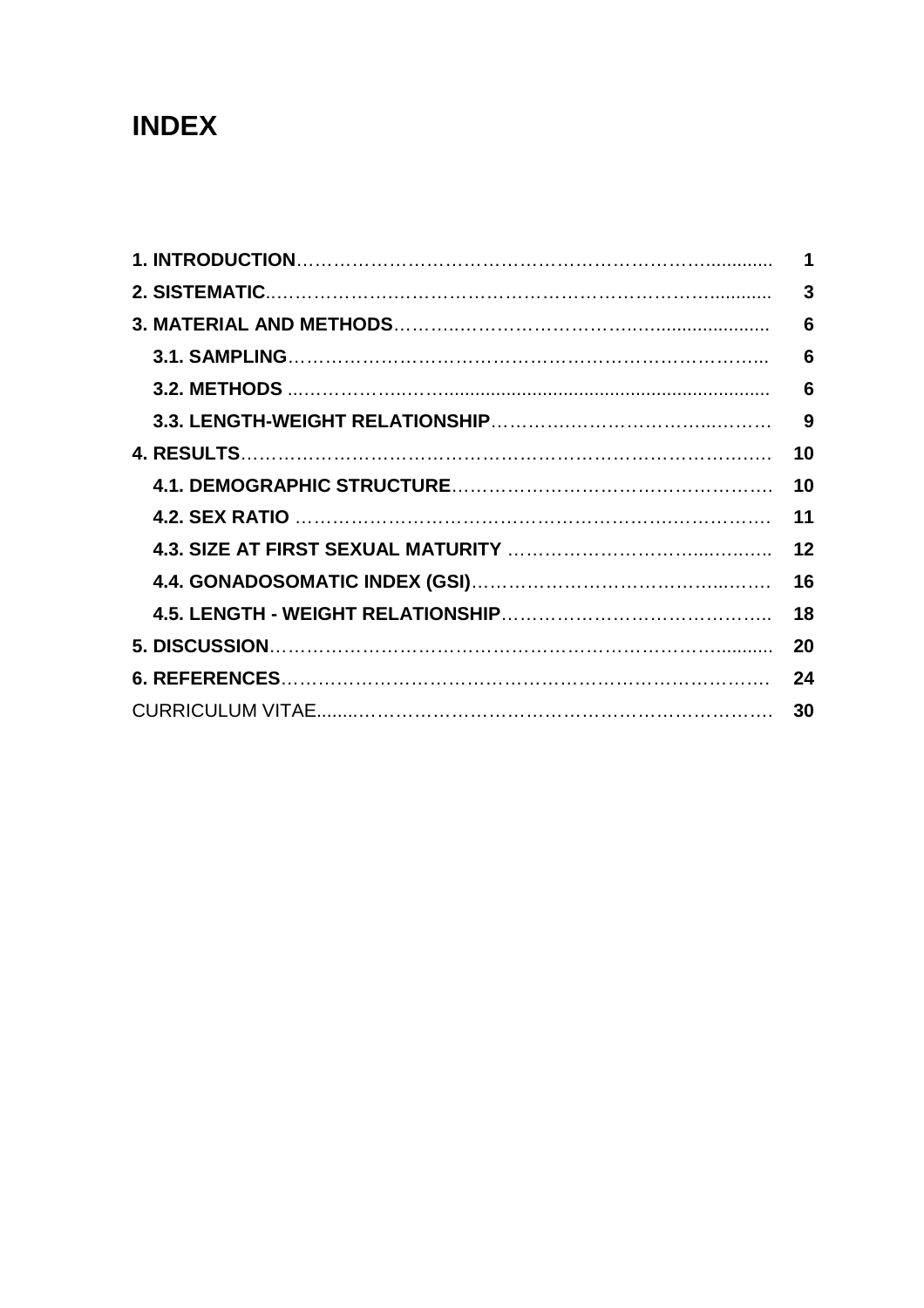# INDEX

| | |
|---|---|
| **1. INTRODUCTION** | **1** |
| **2. SISTEMATIC** | **3** |
| **3. MATERIAL AND METHODS** | **6** |
| **3.1. SAMPLING** | **6** |
| **3.2. METHODS** | **6** |
| **3.3. LENGTH-WEIGHT RELATIONSHIP** | **9** |
| **4. RESULTS** | **10** |
| **4.1. DEMOGRAPHIC STRUCTURE** | **10** |
| **4.2. SEX RATIO** | **11** |
| **4.3. SIZE AT FIRST SEXUAL MATURITY** | **12** |
| **4.4. GONADOSOMATIC INDEX (GSI)** | **16** |
| **4.5. LENGTH - WEIGHT RELATIONSHIP** | **18** |
| **5. DISCUSSION** | **20** |
| **6. REFERENCES** | **24** |
| CURRICULUM VITAE | **30** |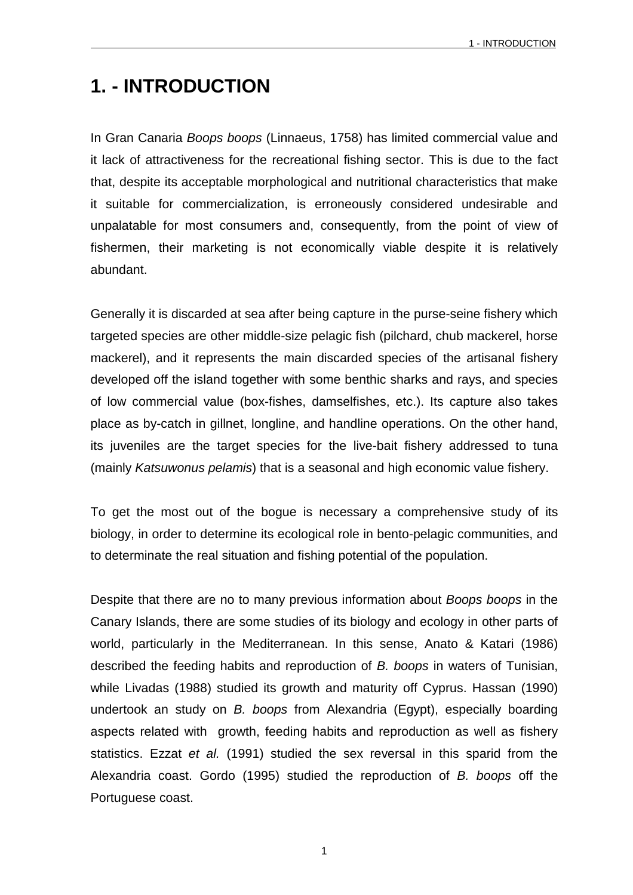# 1. - INTRODUCTION

In Gran Canaria *Boops boops* (Linnaeus, 1758) has limited commercial value and it lack of attractiveness for the recreational fishing sector. This is due to the fact that, despite its acceptable morphological and nutritional characteristics that make it suitable for commercialization, is erroneously considered undesirable and unpalatable for most consumers and, consequently, from the point of view of fishermen, their marketing is not economically viable despite it is relatively abundant.

Generally it is discarded at sea after being capture in the purse-seine fishery which targeted species are other middle-size pelagic fish (pilchard, chub mackerel, horse mackerel), and it represents the main discarded species of the artisanal fishery developed off the island together with some benthic sharks and rays, and species of low commercial value (box-fishes, damselfishes, etc.). Its capture also takes place as by-catch in gillnet, longline, and handline operations. On the other hand, its juveniles are the target species for the live-bait fishery addressed to tuna (mainly *Katsuwonus pelamis*) that is a seasonal and high economic value fishery.

To get the most out of the bogue is necessary a comprehensive study of its biology, in order to determine its ecological role in bento-pelagic communities, and to determinate the real situation and fishing potential of the population.

Despite that there are no to many previous information about *Boops boops* in the Canary Islands, there are some studies of its biology and ecology in other parts of world, particularly in the Mediterranean. In this sense, Anato & Katari (1986) described the feeding habits and reproduction of *B. boops* in waters of Tunisian, while Livadas (1988) studied its growth and maturity off Cyprus. Hassan (1990) undertook an study on *B. boops* from Alexandria (Egypt), especially boarding aspects related with growth, feeding habits and reproduction as well as fishery statistics. Ezzat *et al.* (1991) studied the sex reversal in this sparid from the Alexandria coast. Gordo (1995) studied the reproduction of *B. boops* off the Portuguese coast.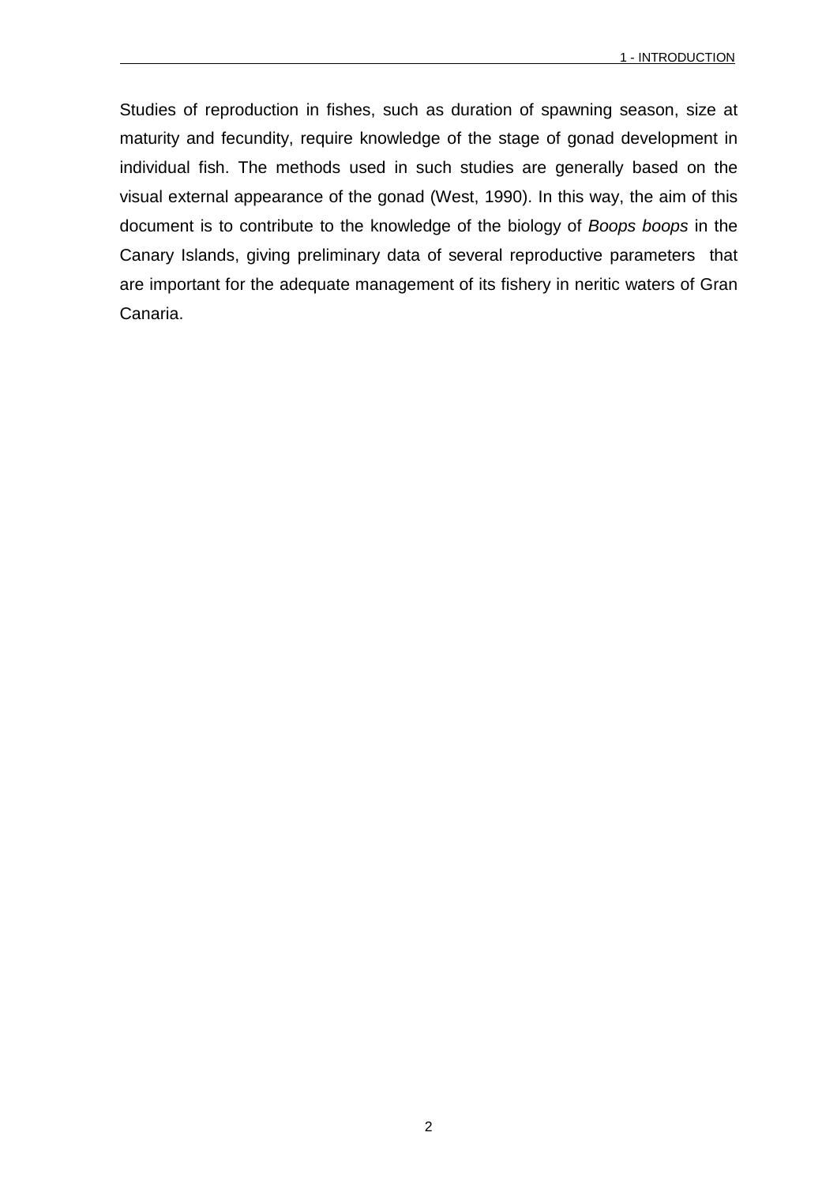Studies of reproduction in fishes, such as duration of spawning season, size at maturity and fecundity, require knowledge of the stage of gonad development in individual fish. The methods used in such studies are generally based on the visual external appearance of the gonad (West, 1990). In this way, the aim of this document is to contribute to the knowledge of the biology of *Boops boops* in the Canary Islands, giving preliminary data of several reproductive parameters that are important for the adequate management of its fishery in neritic waters of Gran Canaria.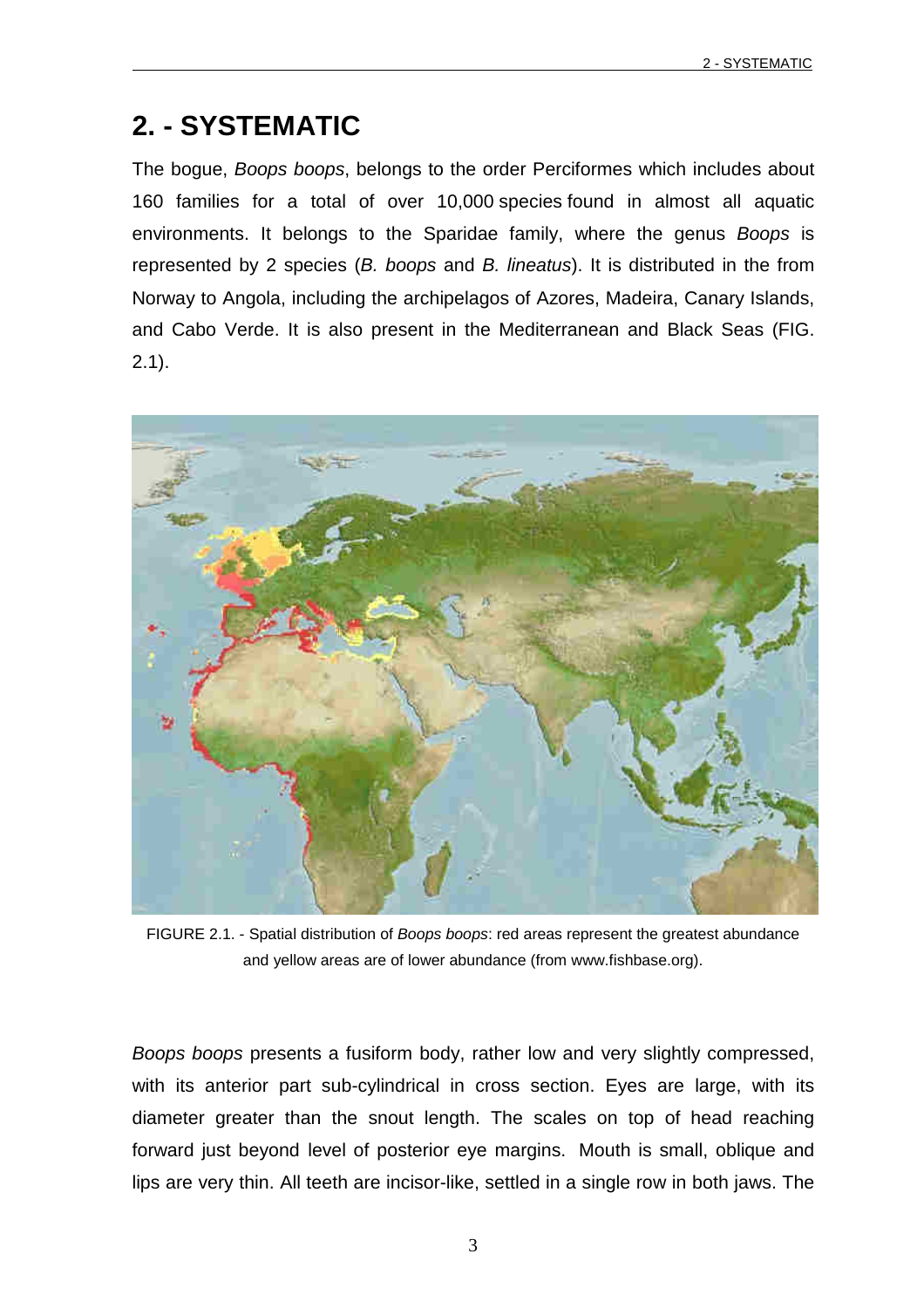# 2. - SYSTEMATIC

The bogue, *Boops boops*, belongs to the order Perciformes which includes about 160 families for a total of over 10,000 species found in almost all aquatic environments. It belongs to the Sparidae family, where the genus *Boops* is represented by 2 species (*B. boops* and *B. lineatus*). It is distributed in the from Norway to Angola, including the archipelagos of Azores, Madeira, Canary Islands, and Cabo Verde. It is also present in the Mediterranean and Black Seas (FIG. 2.1).

FIGURE 2.1. - Spatial distribution of *Boops boops*: red areas represent the greatest abundance and yellow areas are of lower abundance (from www.fishbase.org).

*Boops boops* presents a fusiform body, rather low and very slightly compressed, with its anterior part sub-cylindrical in cross section. Eyes are large, with its diameter greater than the snout length. The scales on top of head reaching forward just beyond level of posterior eye margins. Mouth is small, oblique and lips are very thin. All teeth are incisor-like, settled in a single row in both jaws. The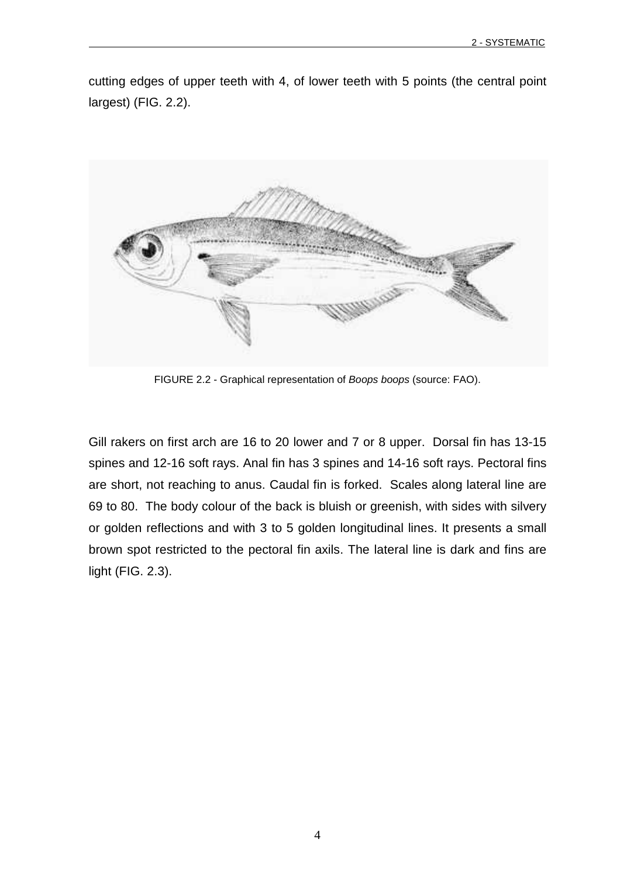cutting edges of upper teeth with 4, of lower teeth with 5 points (the central point largest) (FIG. 2.2).

FIGURE 2.2 - Graphical representation of *Boops boops* (source: FAO).

Gill rakers on first arch are 16 to 20 lower and 7 or 8 upper. Dorsal fin has 13-15 spines and 12-16 soft rays. Anal fin has 3 spines and 14-16 soft rays. Pectoral fins are short, not reaching to anus. Caudal fin is forked. Scales along lateral line are 69 to 80. The body colour of the back is bluish or greenish, with sides with silvery or golden reflections and with 3 to 5 golden longitudinal lines. It presents a small brown spot restricted to the pectoral fin axils. The lateral line is dark and fins are light (FIG. 2.3).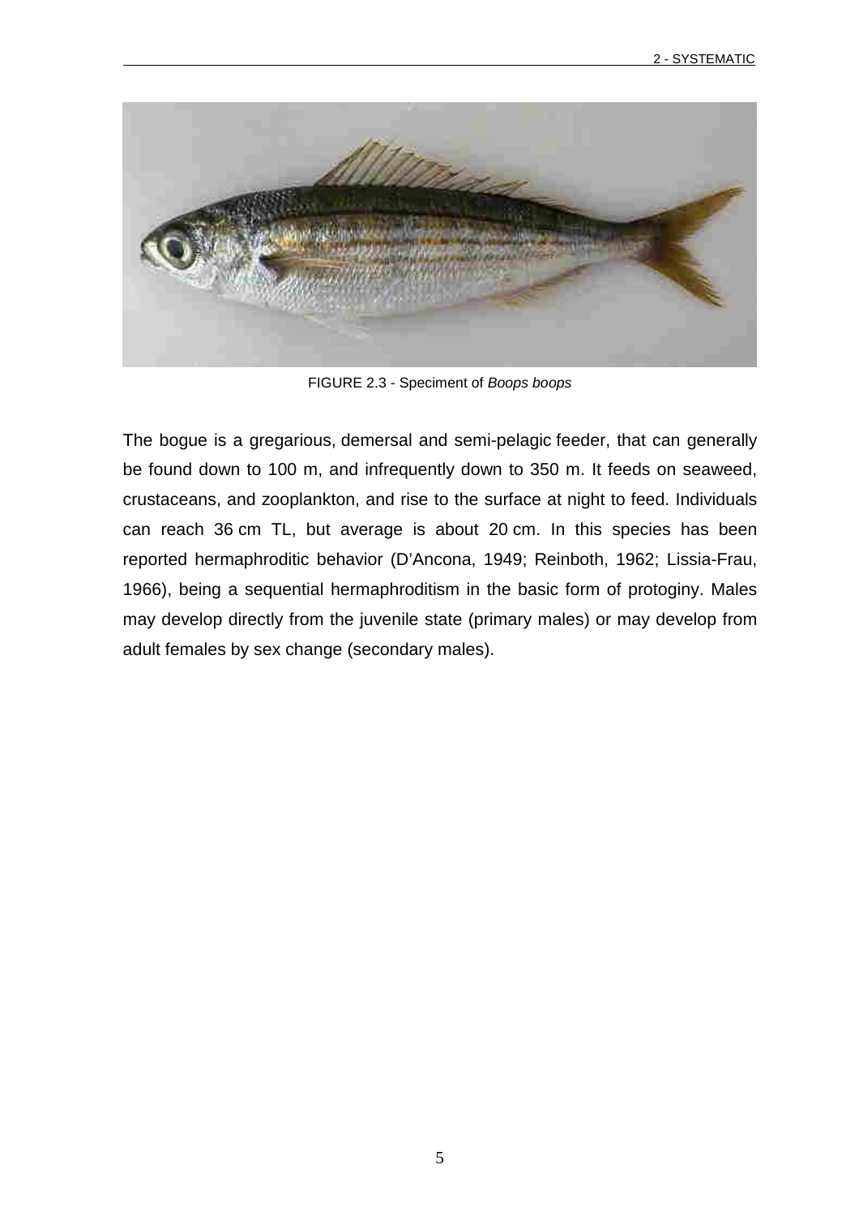FIGURE 2.3 - Speciment of *Boops boops*

The bogue is a gregarious, demersal and semi-pelagic feeder, that can generally be found down to 100 m, and infrequently down to 350 m. It feeds on seaweed, crustaceans, and zooplankton, and rise to the surface at night to feed. Individuals can reach 36 cm TL, but average is about 20 cm. In this species has been reported hermaphroditic behavior (D'Ancona, 1949; Reinboth, 1962; Lissia-Frau, 1966), being a sequential hermaphroditism in the basic form of protoginy. Males may develop directly from the juvenile state (primary males) or may develop from adult females by sex change (secondary males).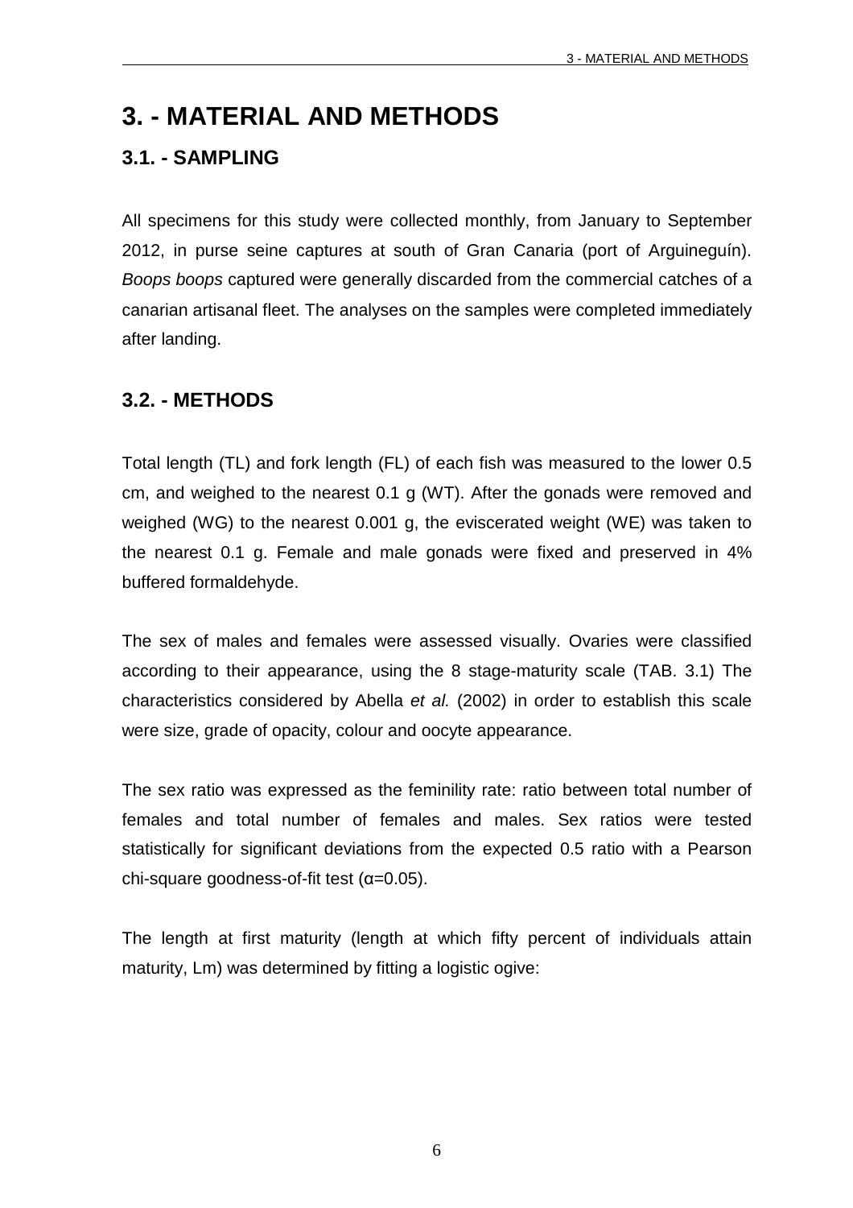# 3. - MATERIAL AND METHODS

## 3.1. - SAMPLING

All specimens for this study were collected monthly, from January to September 2012, in purse seine captures at south of Gran Canaria (port of Arguineguín). *Boops boops* captured were generally discarded from the commercial catches of a canarian artisanal fleet. The analyses on the samples were completed immediately after landing.

## 3.2. - METHODS

Total length (TL) and fork length (FL) of each fish was measured to the lower 0.5 cm, and weighed to the nearest 0.1 g (WT). After the gonads were removed and weighed (WG) to the nearest 0.001 g, the eviscerated weight (WE) was taken to the nearest 0.1 g. Female and male gonads were fixed and preserved in 4% buffered formaldehyde.

The sex of males and females were assessed visually. Ovaries were classified according to their appearance, using the 8 stage-maturity scale (TAB. 3.1) The characteristics considered by Abella *et al.* (2002) in order to establish this scale were size, grade of opacity, colour and oocyte appearance.

The sex ratio was expressed as the femininity rate: ratio between total number of females and total number of females and males. Sex ratios were tested statistically for significant deviations from the expected 0.5 ratio with a Pearson chi-square goodness-of-fit test ($\alpha$=0.05).

The length at first maturity (length at which fifty percent of individuals attain maturity, Lm) was determined by fitting a logistic ogive: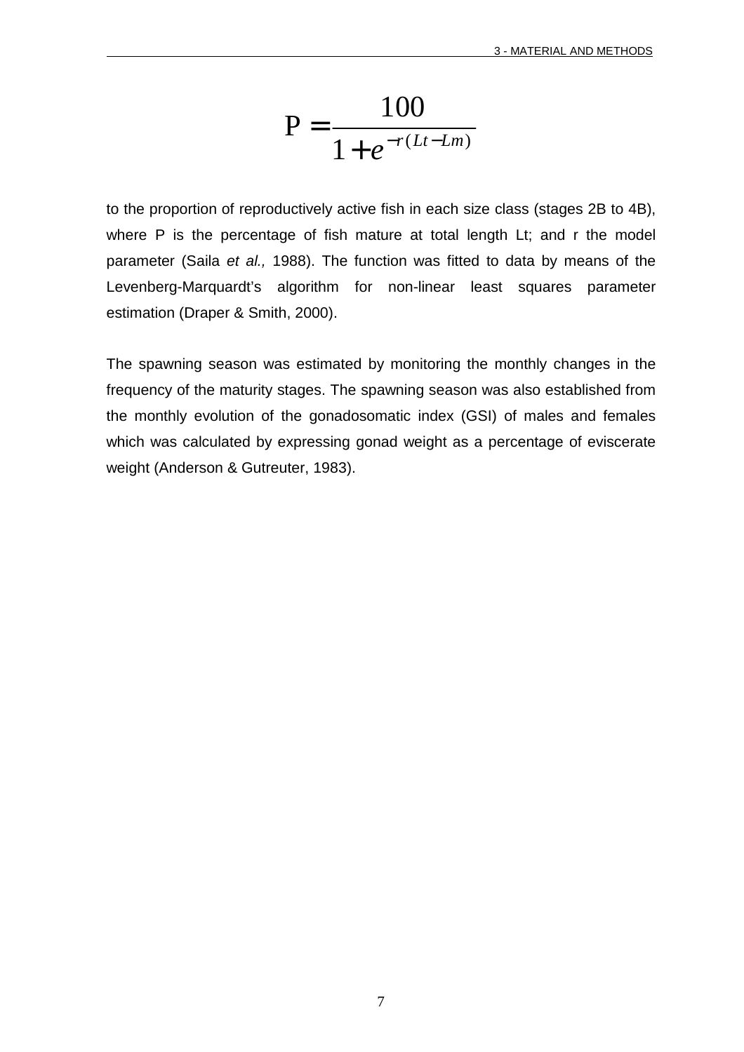$$P = \frac{100}{1 + e^{-r(Lt - Lm)}}$$

to the proportion of reproductively active fish in each size class (stages 2B to 4B), where P is the percentage of fish mature at total length Lt; and r the model parameter (Saila *et al.,* 1988). The function was fitted to data by means of the Levenberg-Marquardt's algorithm for non-linear least squares parameter estimation (Draper & Smith, 2000).

The spawning season was estimated by monitoring the monthly changes in the frequency of the maturity stages. The spawning season was also established from the monthly evolution of the gonadosomatic index (GSI) of males and females which was calculated by expressing gonad weight as a percentage of eviscerate weight (Anderson & Gutreuter, 1983).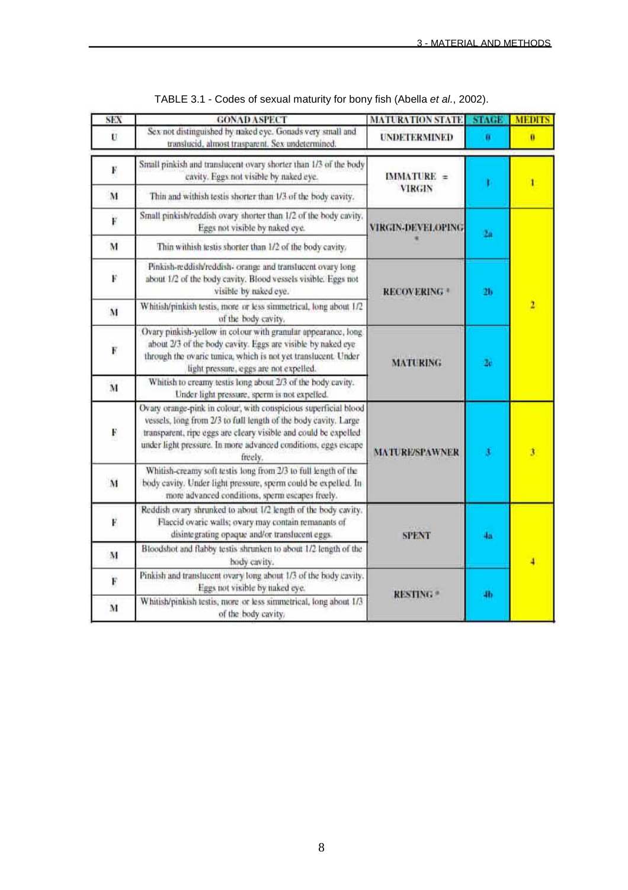TABLE 3.1 - Codes of sexual maturity for bony fish (Abella *et al.*, 2002).

| SEX | GONAD ASPECT | MATURATION STATE | STAGE | MEDITS |
|---|---|---|---|---|
| U | Sex not distinguished by naked eye. Gonads very small and translucid, almost trasparent. Sex undetermined. | UNDETERMINED | 0 | 0 |
| F | Small pinkish and translucent ovary shorter than 1/3 of the body cavity. Eggs not visible by naked eye. | IMMATURE = VIRGIN | 1 | 1 |
| M | Thin and withish testis shorter than 1/3 of the body cavity. | | | |
| F | Small pinkish/reddish ovary shorter than 1/2 of the body cavity. Eggs not visible by naked eye. | VIRGIN-DEVELOPING * | 2a | 2 |
| M | Thin withish testis shorter than 1/2 of the body cavity. | | | |
| F | Pinkish-reddish/reddish- orange and translucent ovary long about 1/2 of the body cavity. Blood vessels visible. Eggs not visible by naked eye. | RECOVERING * | 2b | |
| M | Whitish/pinkish testis, more or less simmetrical, long about 1/2 of the body cavity. | | | |
| F | Ovary pinkish-yellow in colour with granular appearance, long about 2/3 of the body cavity. Eggs are visible by naked eye through the ovaric tunica, which is not yet translucent. Under light pressure, eggs are not expelled. | MATURING | 2c | |
| M | Whitish to creamy testis long about 2/3 of the body cavity. Under light pressure, sperm is not expelled. | | | |
| F | Ovary orange-pink in colour, with conspicious superficial blood vessels, long from 2/3 to full length of the body cavity. Large transparent, ripe eggs are cleary visible and could be expelled under light pressure. In more advanced conditions, eggs escape freely. | MATURE/SPAWNER | 3 | 3 |
| M | Whitish-creamy soft testis long from 2/3 to full length of the body cavity. Under light pressure, sperm could be expelled. In more advanced conditions, sperm escapes freely. | | | |
| F | Reddish ovary shrunked to about 1/2 length of the body cavity. Flaccid ovaric walls; ovary may contain remanants of disintegrating opaque and/or translucent eggs. | SPENT | 4a | 4 |
| M | Bloodshot and flabby testis shrunken to about 1/2 length of the body cavity. | | | |
| F | Pinkish and translucent ovary long about 1/3 of the body cavity. Eggs not visible by naked eye. | RESTING * | 4b | |
| M | Whitish/pinkish testis, more or less simmetrical, long about 1/3 of the body cavity. | | | |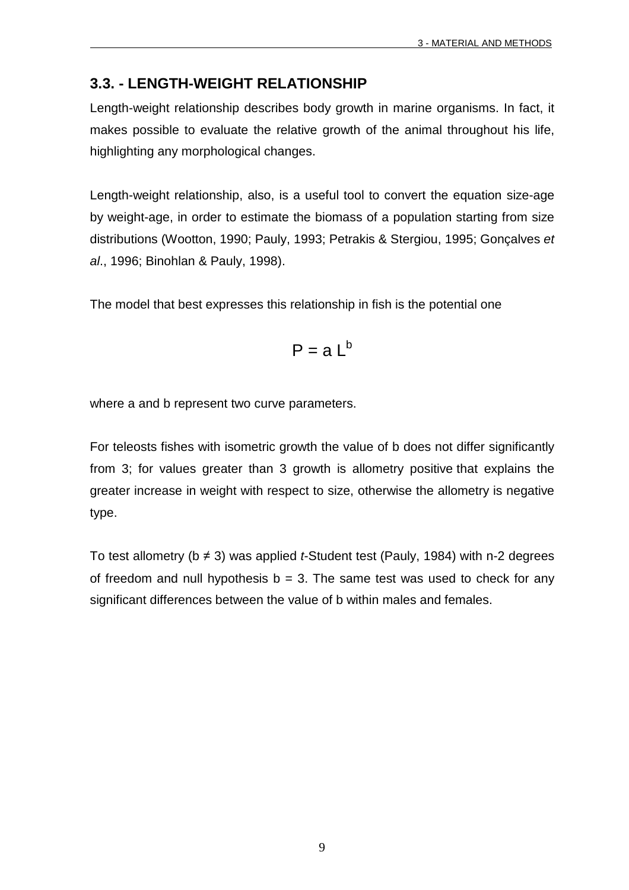## 3.3. - LENGTH-WEIGHT RELATIONSHIP

Length-weight relationship describes body growth in marine organisms. In fact, it makes possible to evaluate the relative growth of the animal throughout his life, highlighting any morphological changes.

Length-weight relationship, also, is a useful tool to convert the equation size-age by weight-age, in order to estimate the biomass of a population starting from size distributions (Wootton, 1990; Pauly, 1993; Petrakis & Stergiou, 1995; Gonçalves *et al*., 1996; Binohlan & Pauly, 1998).

The model that best expresses this relationship in fish is the potential one

$$P = a\,L^{b}$$

where a and b represent two curve parameters.

For teleosts fishes with isometric growth the value of b does not differ significantly from 3; for values greater than 3 growth is allometry positive that explains the greater increase in weight with respect to size, otherwise the allometry is negative type.

To test allometry ($b \neq 3$) was applied *t*-Student test (Pauly, 1984) with n-2 degrees of freedom and null hypothesis $b = 3$. The same test was used to check for any significant differences between the value of b within males and females.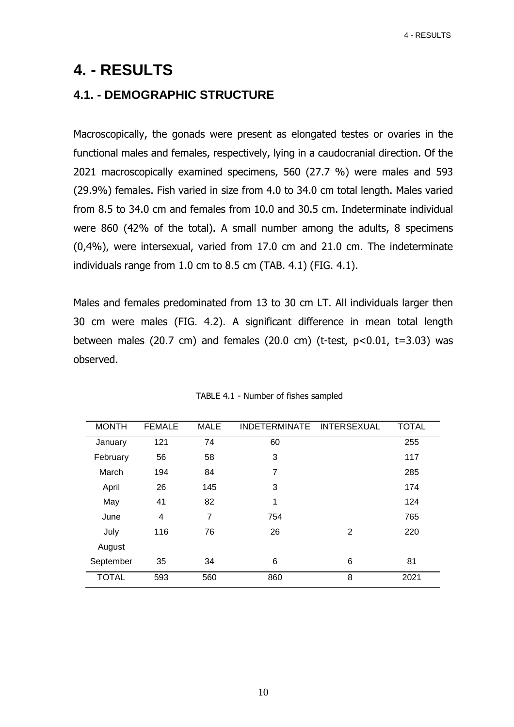# 4. - RESULTS

## 4.1. - DEMOGRAPHIC STRUCTURE

Macroscopically, the gonads were present as elongated testes or ovaries in the functional males and females, respectively, lying in a caudocranial direction. Of the 2021 macroscopically examined specimens, 560 (27.7 %) were males and 593 (29.9%) females. Fish varied in size from 4.0 to 34.0 cm total length. Males varied from 8.5 to 34.0 cm and females from 10.0 and 30.5 cm. Indeterminate individual were 860 (42% of the total). A small number among the adults, 8 specimens (0,4%), were intersexual, varied from 17.0 cm and 21.0 cm. The indeterminate individuals range from 1.0 cm to 8.5 cm (TAB. 4.1) (FIG. 4.1).

Males and females predominated from 13 to 30 cm LT. All individuals larger then 30 cm were males (FIG. 4.2). A significant difference in mean total length between males (20.7 cm) and females (20.0 cm) (t-test, $p<0.01$, $t=3.03$) was observed.

TABLE 4.1 - Number of fishes sampled

| MONTH | FEMALE | MALE | INDETERMINATE | INTERSEXUAL | TOTAL |
|---|---|---|---|---|---|
| January | 121 | 74 | 60 | | 255 |
| February | 56 | 58 | 3 | | 117 |
| March | 194 | 84 | 7 | | 285 |
| April | 26 | 145 | 3 | | 174 |
| May | 41 | 82 | 1 | | 124 |
| June | 4 | 7 | 754 | | 765 |
| July | 116 | 76 | 26 | 2 | 220 |
| August | | | | | |
| September | 35 | 34 | 6 | 6 | 81 |
| TOTAL | 593 | 560 | 860 | 8 | 2021 |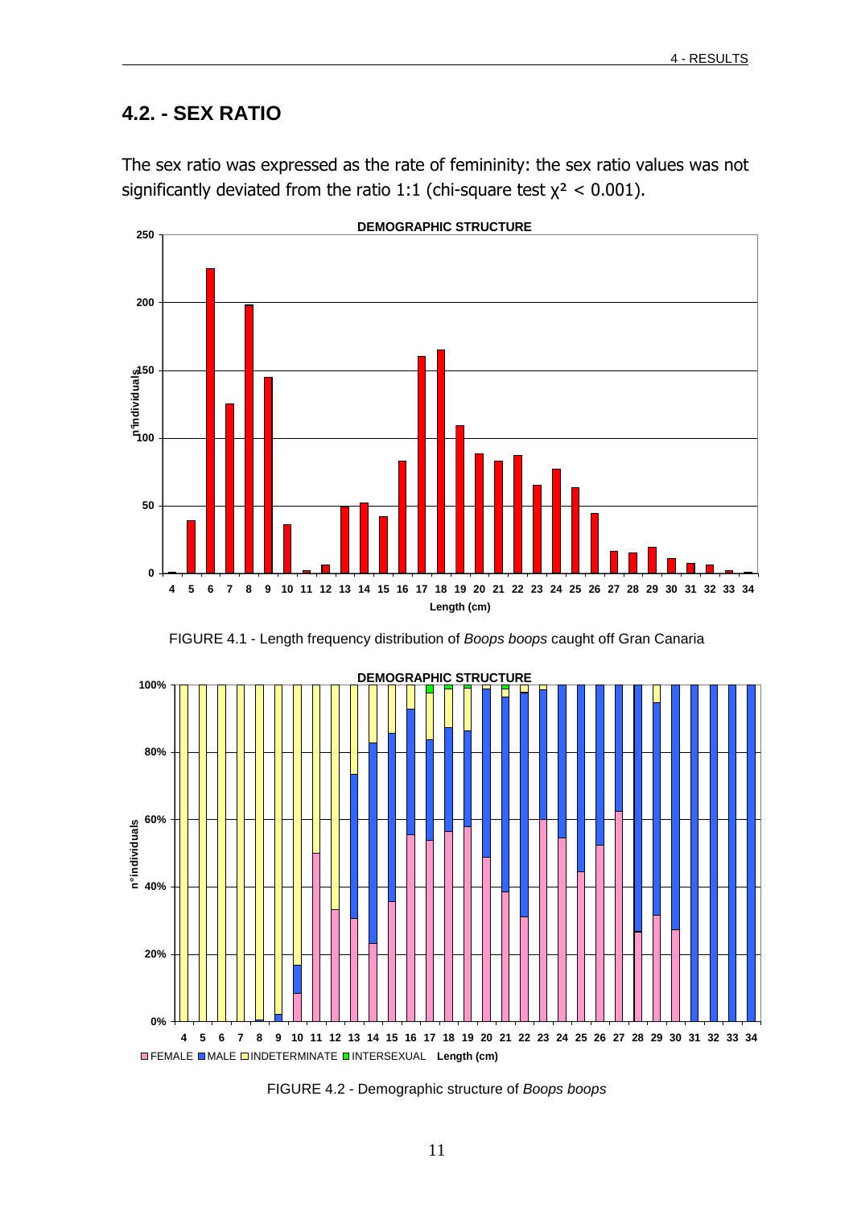## 4.2. - SEX RATIO

The sex ratio was expressed as the rate of femininity: the sex ratio values was not significantly deviated from the ratio 1:1 (chi-square test $\chi^2 < 0.001$).

FIGURE 4.1 - Length frequency distribution of *Boops boops* caught off Gran Canaria

FIGURE 4.2 - Demographic structure of *Boops boops*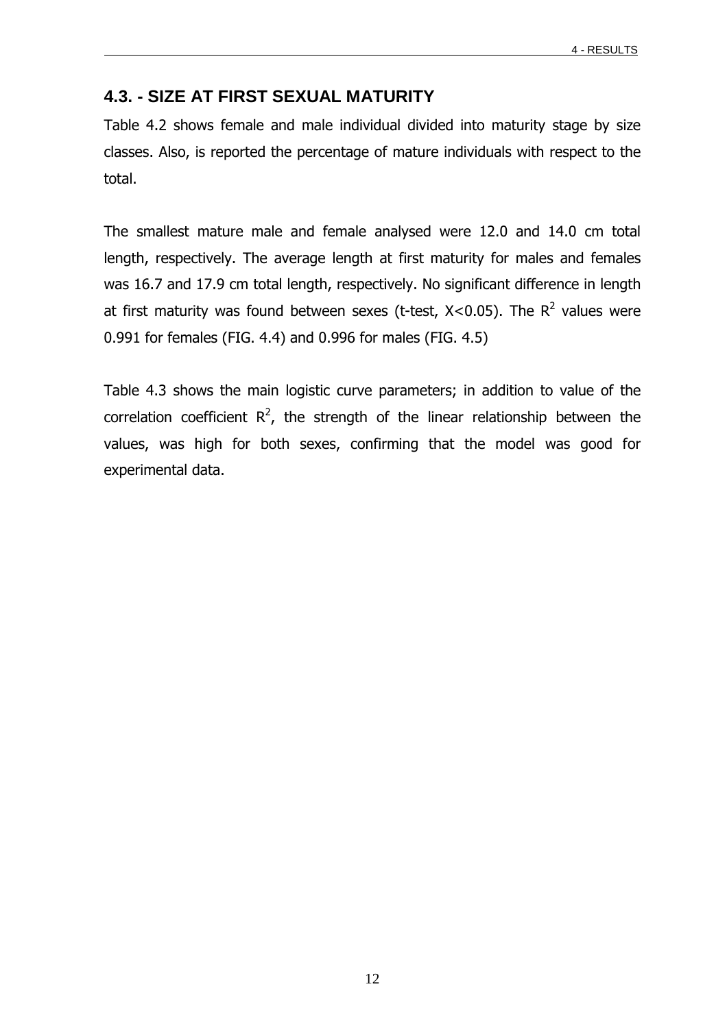## 4.3. - SIZE AT FIRST SEXUAL MATURITY

Table 4.2 shows female and male individual divided into maturity stage by size classes. Also, is reported the percentage of mature individuals with respect to the total.

The smallest mature male and female analysed were 12.0 and 14.0 cm total length, respectively. The average length at first maturity for males and females was 16.7 and 17.9 cm total length, respectively. No significant difference in length at first maturity was found between sexes (t-test, $X<0.05$). The $R^2$ values were 0.991 for females (FIG. 4.4) and 0.996 for males (FIG. 4.5)

Table 4.3 shows the main logistic curve parameters; in addition to value of the correlation coefficient $R^2$, the strength of the linear relationship between the values, was high for both sexes, confirming that the model was good for experimental data.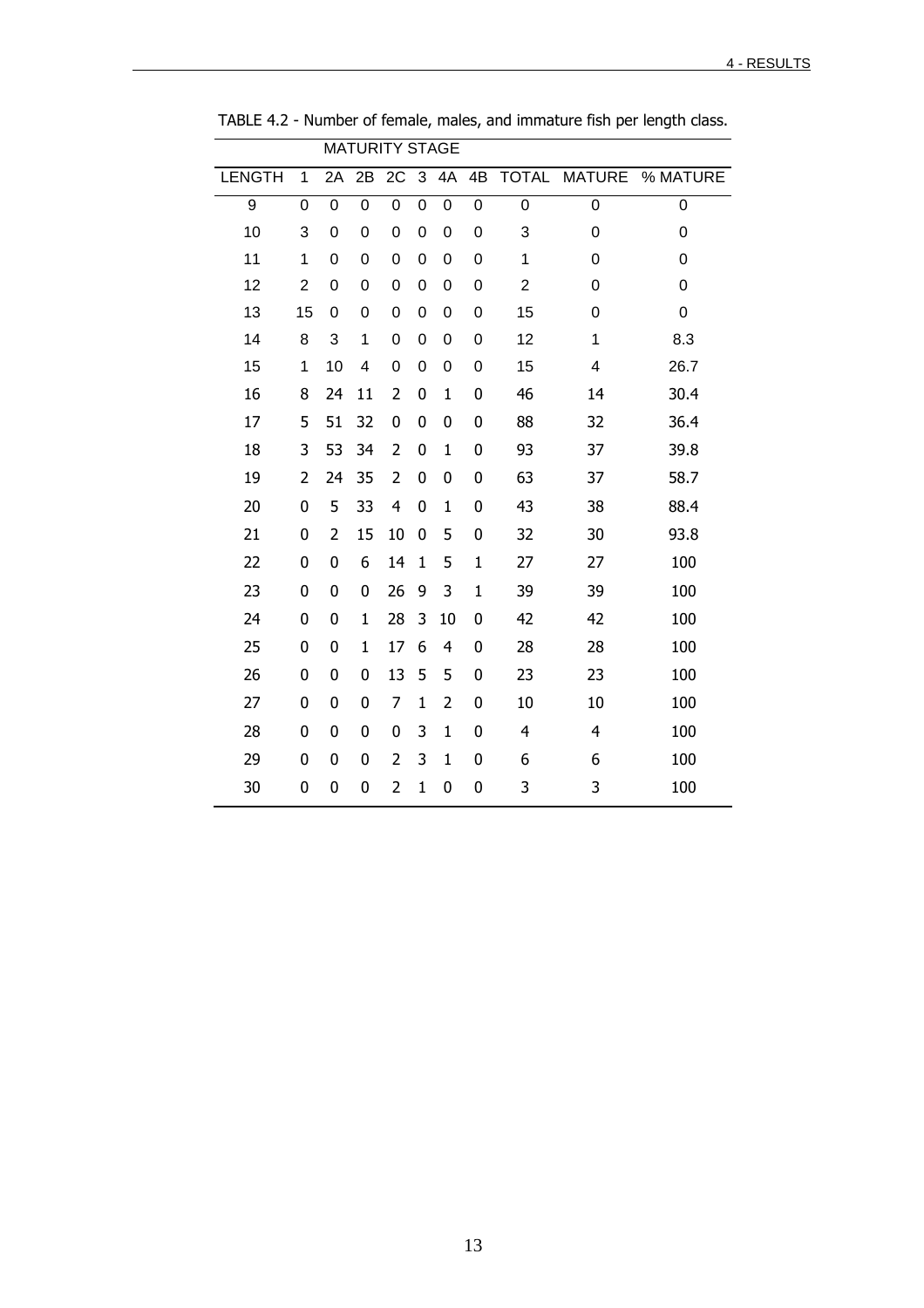TABLE 4.2 - Number of female, males, and immature fish per length class.

| | MATURITY STAGE | | | | | | | | | |
|---|---|---|---|---|---|---|---|---|---|---|
| LENGTH | 1 | 2A | 2B | 2C | 3 | 4A | 4B | TOTAL | MATURE | % MATURE |
| 9 | 0 | 0 | 0 | 0 | 0 | 0 | 0 | 0 | 0 | 0 |
| 10 | 3 | 0 | 0 | 0 | 0 | 0 | 0 | 3 | 0 | 0 |
| 11 | 1 | 0 | 0 | 0 | 0 | 0 | 0 | 1 | 0 | 0 |
| 12 | 2 | 0 | 0 | 0 | 0 | 0 | 0 | 2 | 0 | 0 |
| 13 | 15 | 0 | 0 | 0 | 0 | 0 | 0 | 15 | 0 | 0 |
| 14 | 8 | 3 | 1 | 0 | 0 | 0 | 0 | 12 | 1 | 8.3 |
| 15 | 1 | 10 | 4 | 0 | 0 | 0 | 0 | 15 | 4 | 26.7 |
| 16 | 8 | 24 | 11 | 2 | 0 | 1 | 0 | 46 | 14 | 30.4 |
| 17 | 5 | 51 | 32 | 0 | 0 | 0 | 0 | 88 | 32 | 36.4 |
| 18 | 3 | 53 | 34 | 2 | 0 | 1 | 0 | 93 | 37 | 39.8 |
| 19 | 2 | 24 | 35 | 2 | 0 | 0 | 0 | 63 | 37 | 58.7 |
| 20 | 0 | 5 | 33 | 4 | 0 | 1 | 0 | 43 | 38 | 88.4 |
| 21 | 0 | 2 | 15 | 10 | 0 | 5 | 0 | 32 | 30 | 93.8 |
| 22 | 0 | 0 | 6 | 14 | 1 | 5 | 1 | 27 | 27 | 100 |
| 23 | 0 | 0 | 0 | 26 | 9 | 3 | 1 | 39 | 39 | 100 |
| 24 | 0 | 0 | 1 | 28 | 3 | 10 | 0 | 42 | 42 | 100 |
| 25 | 0 | 0 | 1 | 17 | 6 | 4 | 0 | 28 | 28 | 100 |
| 26 | 0 | 0 | 0 | 13 | 5 | 5 | 0 | 23 | 23 | 100 |
| 27 | 0 | 0 | 0 | 7 | 1 | 2 | 0 | 10 | 10 | 100 |
| 28 | 0 | 0 | 0 | 0 | 3 | 1 | 0 | 4 | 4 | 100 |
| 29 | 0 | 0 | 0 | 2 | 3 | 1 | 0 | 6 | 6 | 100 |
| 30 | 0 | 0 | 0 | 2 | 1 | 0 | 0 | 3 | 3 | 100 |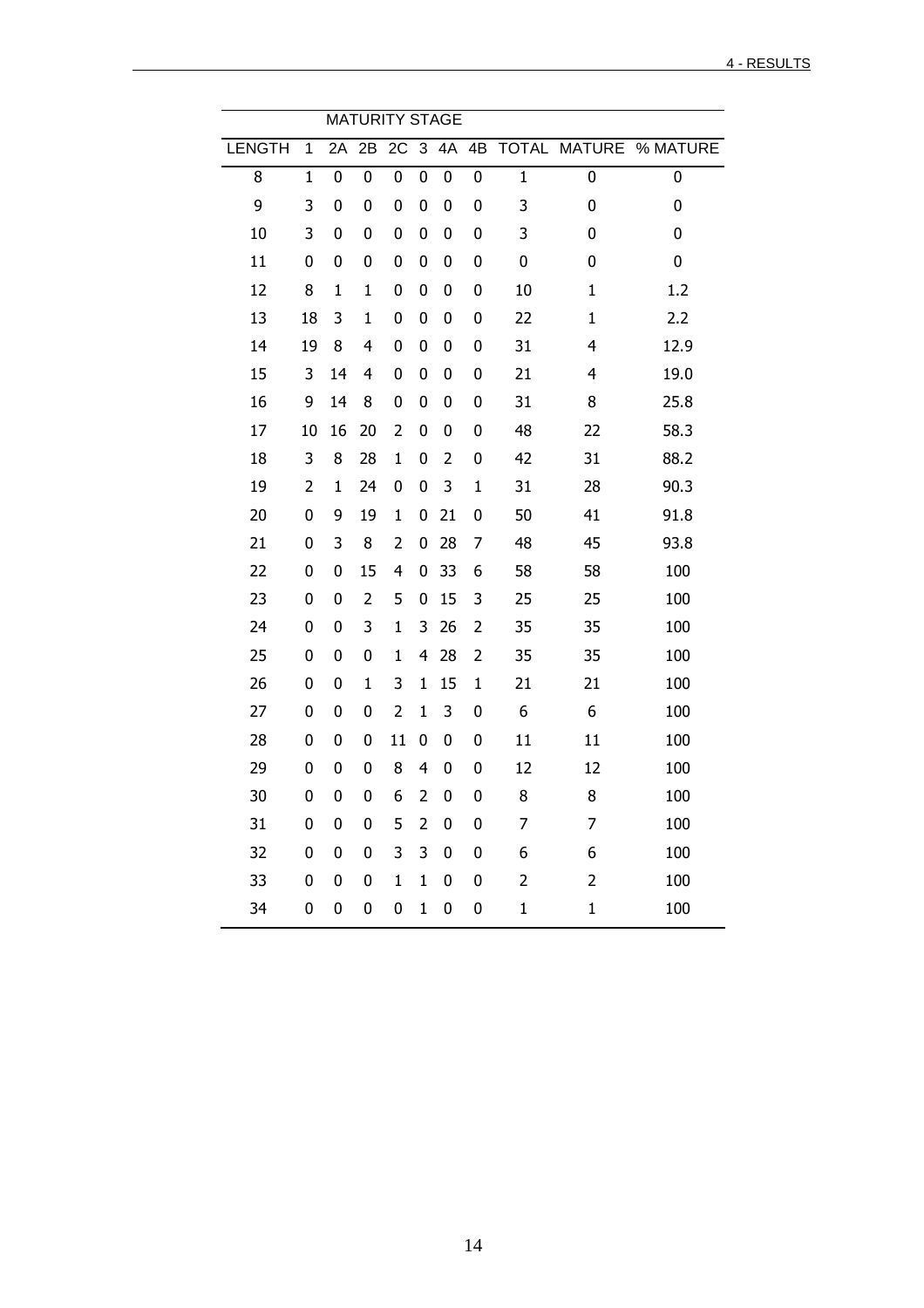| | MATURITY STAGE | | | | | | | | | |
|---|---|---|---|---|---|---|---|---|---|---|
| LENGTH | 1 | 2A | 2B | 2C | 3 | 4A | 4B | TOTAL | MATURE | % MATURE |
| 8 | 1 | 0 | 0 | 0 | 0 | 0 | 0 | 1 | 0 | 0 |
| 9 | 3 | 0 | 0 | 0 | 0 | 0 | 0 | 3 | 0 | 0 |
| 10 | 3 | 0 | 0 | 0 | 0 | 0 | 0 | 3 | 0 | 0 |
| 11 | 0 | 0 | 0 | 0 | 0 | 0 | 0 | 0 | 0 | 0 |
| 12 | 8 | 1 | 1 | 0 | 0 | 0 | 0 | 10 | 1 | 1.2 |
| 13 | 18 | 3 | 1 | 0 | 0 | 0 | 0 | 22 | 1 | 2.2 |
| 14 | 19 | 8 | 4 | 0 | 0 | 0 | 0 | 31 | 4 | 12.9 |
| 15 | 3 | 14 | 4 | 0 | 0 | 0 | 0 | 21 | 4 | 19.0 |
| 16 | 9 | 14 | 8 | 0 | 0 | 0 | 0 | 31 | 8 | 25.8 |
| 17 | 10 | 16 | 20 | 2 | 0 | 0 | 0 | 48 | 22 | 58.3 |
| 18 | 3 | 8 | 28 | 1 | 0 | 2 | 0 | 42 | 31 | 88.2 |
| 19 | 2 | 1 | 24 | 0 | 0 | 3 | 1 | 31 | 28 | 90.3 |
| 20 | 0 | 9 | 19 | 1 | 0 | 21 | 0 | 50 | 41 | 91.8 |
| 21 | 0 | 3 | 8 | 2 | 0 | 28 | 7 | 48 | 45 | 93.8 |
| 22 | 0 | 0 | 15 | 4 | 0 | 33 | 6 | 58 | 58 | 100 |
| 23 | 0 | 0 | 2 | 5 | 0 | 15 | 3 | 25 | 25 | 100 |
| 24 | 0 | 0 | 3 | 1 | 3 | 26 | 2 | 35 | 35 | 100 |
| 25 | 0 | 0 | 0 | 1 | 4 | 28 | 2 | 35 | 35 | 100 |
| 26 | 0 | 0 | 1 | 3 | 1 | 15 | 1 | 21 | 21 | 100 |
| 27 | 0 | 0 | 0 | 2 | 1 | 3 | 0 | 6 | 6 | 100 |
| 28 | 0 | 0 | 0 | 11 | 0 | 0 | 0 | 11 | 11 | 100 |
| 29 | 0 | 0 | 0 | 8 | 4 | 0 | 0 | 12 | 12 | 100 |
| 30 | 0 | 0 | 0 | 6 | 2 | 0 | 0 | 8 | 8 | 100 |
| 31 | 0 | 0 | 0 | 5 | 2 | 0 | 0 | 7 | 7 | 100 |
| 32 | 0 | 0 | 0 | 3 | 3 | 0 | 0 | 6 | 6 | 100 |
| 33 | 0 | 0 | 0 | 1 | 1 | 0 | 0 | 2 | 2 | 100 |
| 34 | 0 | 0 | 0 | 0 | 1 | 0 | 0 | 1 | 1 | 100 |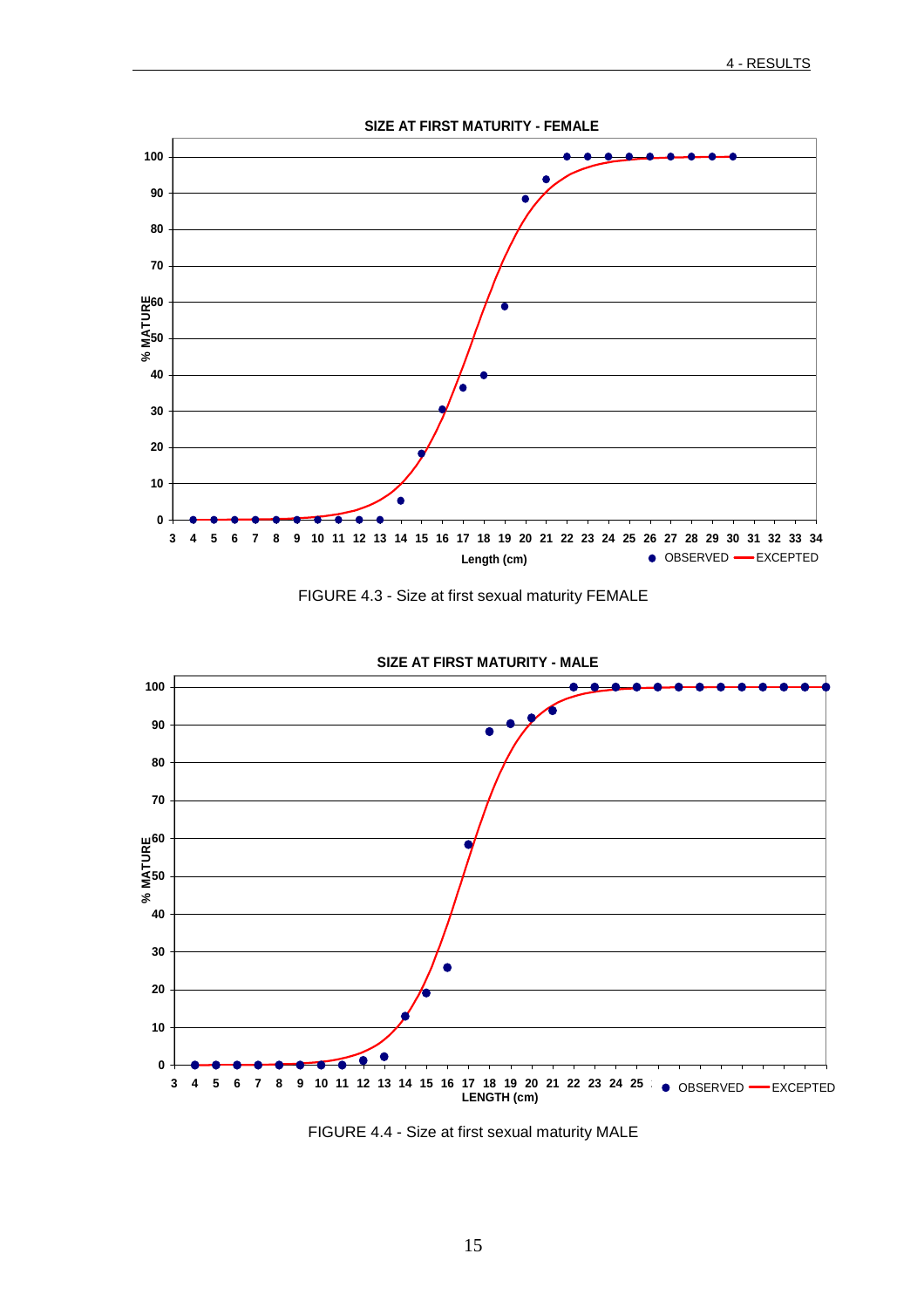FIGURE 4.3 - Size at first sexual maturity FEMALE

FIGURE 4.4 - Size at first sexual maturity MALE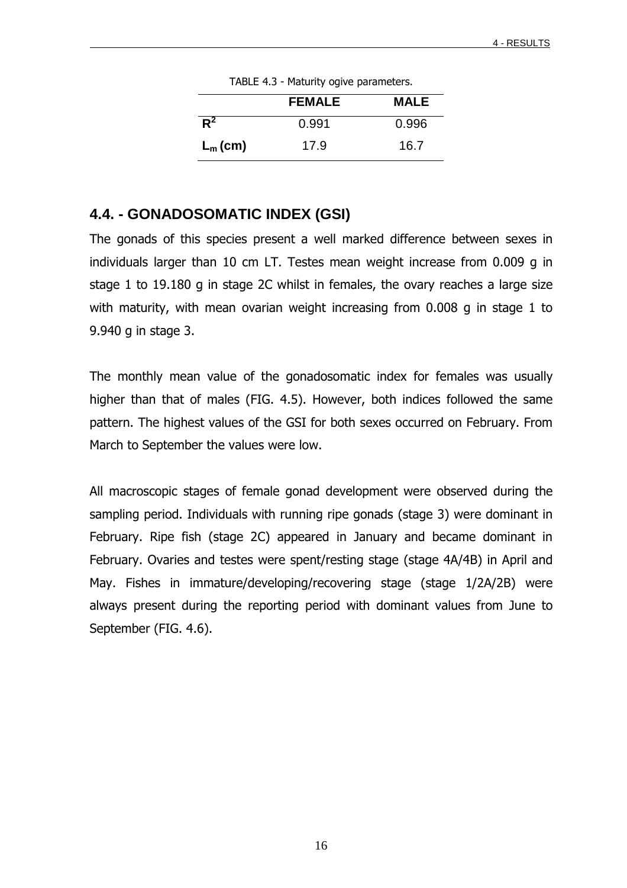TABLE 4.3 - Maturity ogive parameters.

| | FEMALE | MALE |
|---|---|---|
| $R^2$ | 0.991 | 0.996 |
| $L_m$ (cm) | 17.9 | 16.7 |

## 4.4. - GONADOSOMATIC INDEX (GSI)

The gonads of this species present a well marked difference between sexes in individuals larger than 10 cm LT. Testes mean weight increase from 0.009 g in stage 1 to 19.180 g in stage 2C whilst in females, the ovary reaches a large size with maturity, with mean ovarian weight increasing from 0.008 g in stage 1 to 9.940 g in stage 3.

The monthly mean value of the gonadosomatic index for females was usually higher than that of males (FIG. 4.5). However, both indices followed the same pattern. The highest values of the GSI for both sexes occurred on February. From March to September the values were low.

All macroscopic stages of female gonad development were observed during the sampling period. Individuals with running ripe gonads (stage 3) were dominant in February. Ripe fish (stage 2C) appeared in January and became dominant in February. Ovaries and testes were spent/resting stage (stage 4A/4B) in April and May. Fishes in immature/developing/recovering stage (stage 1/2A/2B) were always present during the reporting period with dominant values from June to September (FIG. 4.6).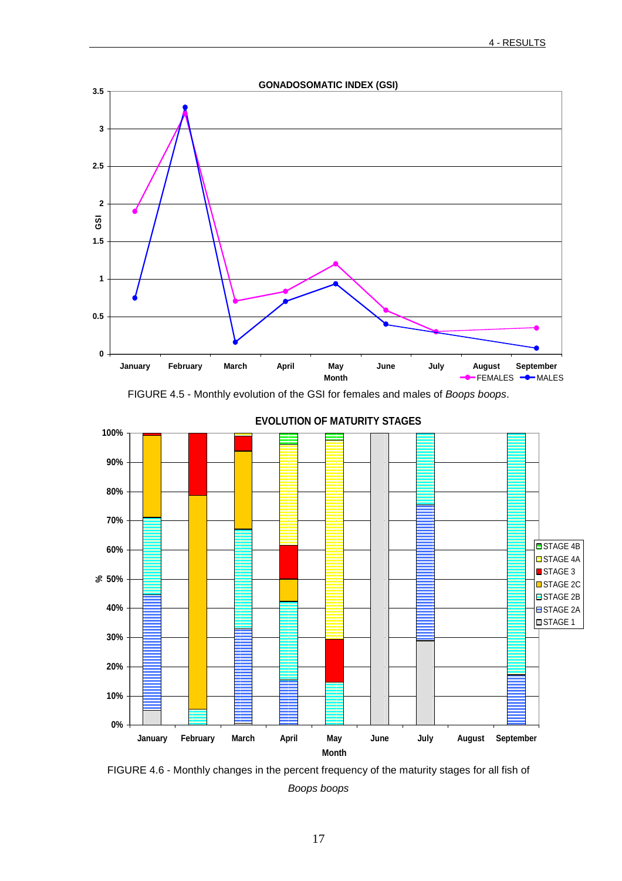FIGURE 4.5 - Monthly evolution of the GSI for females and males of *Boops boops*.

FIGURE 4.6 - Monthly changes in the percent frequency of the maturity stages for all fish of *Boops boops*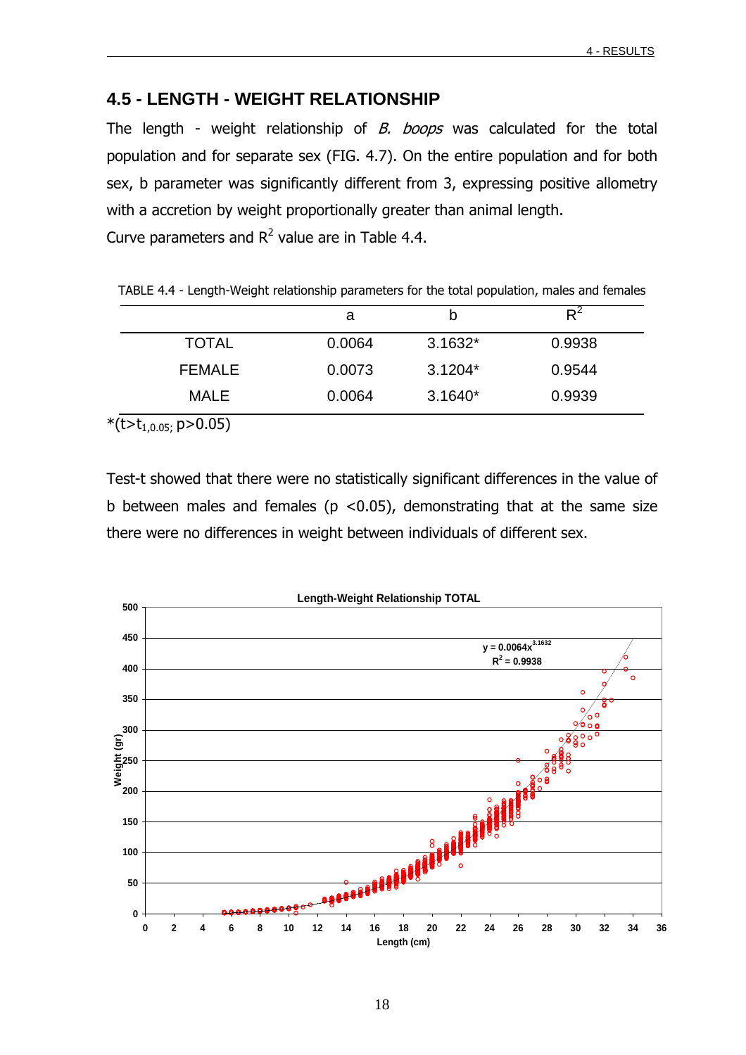## 4.5 - LENGTH - WEIGHT RELATIONSHIP

The length - weight relationship of *B. boops* was calculated for the total population and for separate sex (FIG. 4.7). On the entire population and for both sex, b parameter was significantly different from 3, expressing positive allometry with a accretion by weight proportionally greater than animal length.
Curve parameters and $R^2$ value are in Table 4.4.

TABLE 4.4 - Length-Weight relationship parameters for the total population, males and females

| | a | b | $R^2$ |
|---|---|---|---|
| TOTAL | 0.0064 | 3.1632* | 0.9938 |
| FEMALE | 0.0073 | 3.1204* | 0.9544 |
| MALE | 0.0064 | 3.1640* | 0.9939 |

*($t>t_{1,0.05;}$ p>0.05)

Test-t showed that there were no statistically significant differences in the value of b between males and females ($p < 0.05$), demonstrating that at the same size there were no differences in weight between individuals of different sex.

**Length-Weight Relationship TOTAL**

$y = 0.0064x^{3.1632}$
$R^2 = 0.9938$

Weight (gr) vs Length (cm)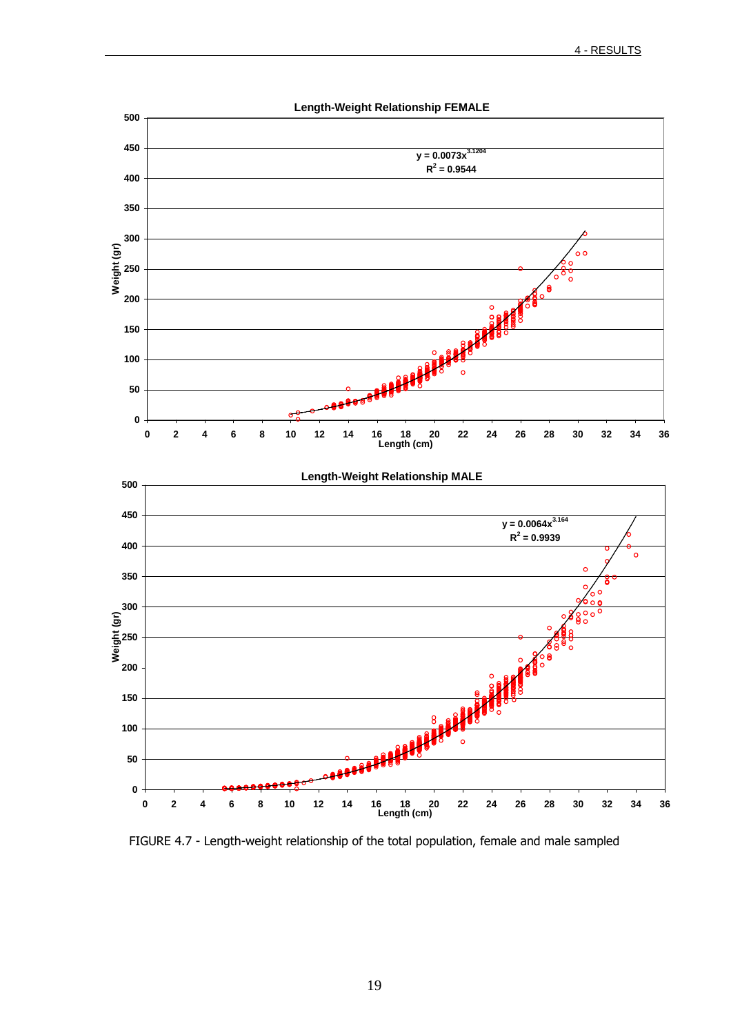**Length-Weight Relationship FEMALE**

$y = 0.0073x^{3.1204}$

$R^2 = 0.9544$

Weight (gr) vs. Length (cm)

**Length-Weight Relationship MALE**

$y = 0.0064x^{3.164}$

$R^2 = 0.9939$

Weight (gr) vs. Length (cm)

FIGURE 4.7 - Length-weight relationship of the total population, female and male sampled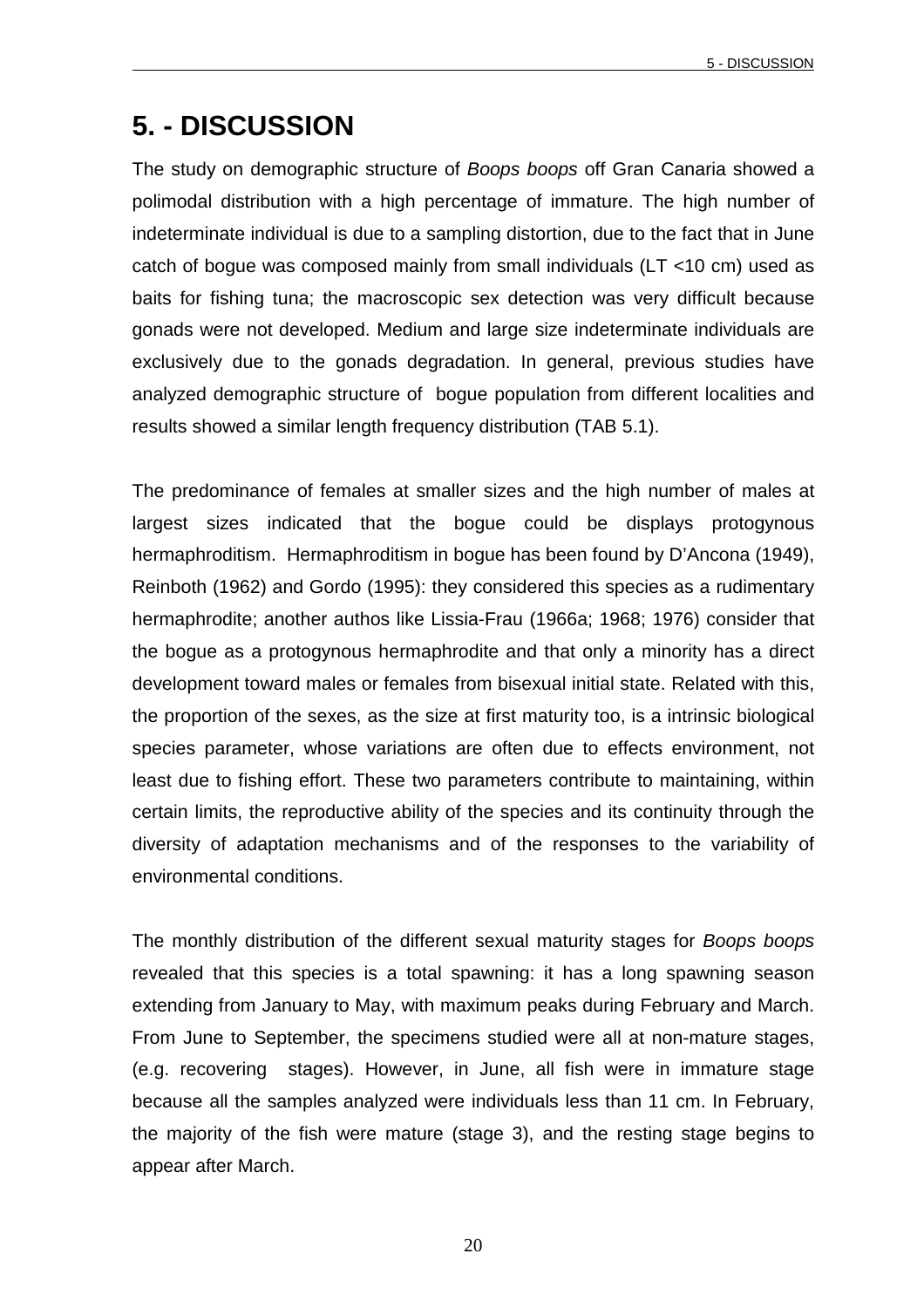# 5. - DISCUSSION

The study on demographic structure of *Boops boops* off Gran Canaria showed a polimodal distribution with a high percentage of immature. The high number of indeterminate individual is due to a sampling distortion, due to the fact that in June catch of bogue was composed mainly from small individuals (LT <10 cm) used as baits for fishing tuna; the macroscopic sex detection was very difficult because gonads were not developed. Medium and large size indeterminate individuals are exclusively due to the gonads degradation. In general, previous studies have analyzed demographic structure of bogue population from different localities and results showed a similar length frequency distribution (TAB 5.1).

The predominance of females at smaller sizes and the high number of males at largest sizes indicated that the bogue could be displays protogynous hermaphroditism. Hermaphroditism in bogue has been found by D'Ancona (1949), Reinboth (1962) and Gordo (1995): they considered this species as a rudimentary hermaphrodite; another authos like Lissia-Frau (1966a; 1968; 1976) consider that the bogue as a protogynous hermaphrodite and that only a minority has a direct development toward males or females from bisexual initial state. Related with this, the proportion of the sexes, as the size at first maturity too, is a intrinsic biological species parameter, whose variations are often due to effects environment, not least due to fishing effort. These two parameters contribute to maintaining, within certain limits, the reproductive ability of the species and its continuity through the diversity of adaptation mechanisms and of the responses to the variability of environmental conditions.

The monthly distribution of the different sexual maturity stages for *Boops boops* revealed that this species is a total spawning: it has a long spawning season extending from January to May, with maximum peaks during February and March. From June to September, the specimens studied were all at non-mature stages, (e.g. recovering stages). However, in June, all fish were in immature stage because all the samples analyzed were individuals less than 11 cm. In February, the majority of the fish were mature (stage 3), and the resting stage begins to appear after March.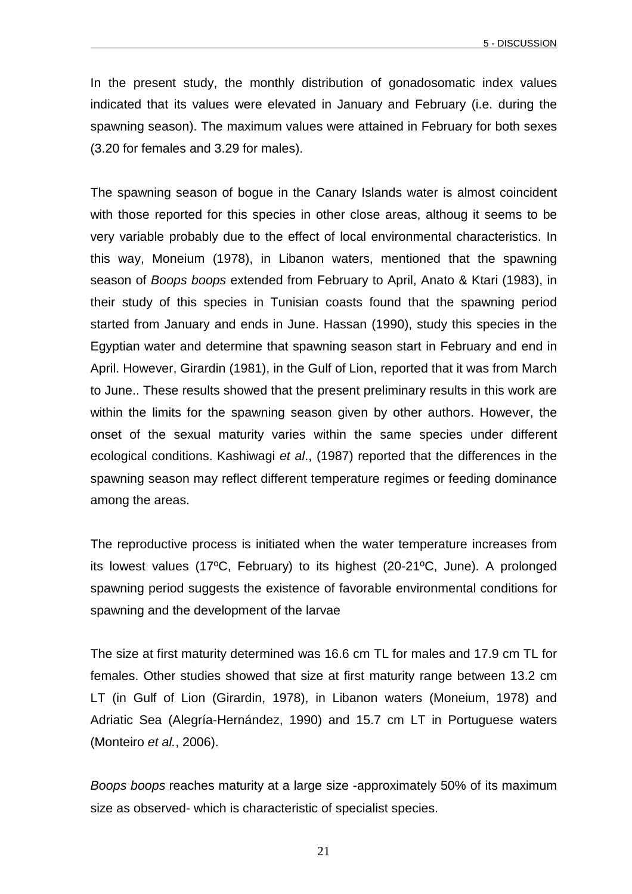In the present study, the monthly distribution of gonadosomatic index values indicated that its values were elevated in January and February (i.e. during the spawning season). The maximum values were attained in February for both sexes (3.20 for females and 3.29 for males).

The spawning season of bogue in the Canary Islands water is almost coincident with those reported for this species in other close areas, althoug it seems to be very variable probably due to the effect of local environmental characteristics. In this way, Moneium (1978), in Libanon waters, mentioned that the spawning season of *Boops boops* extended from February to April, Anato & Ktari (1983), in their study of this species in Tunisian coasts found that the spawning period started from January and ends in June. Hassan (1990), study this species in the Egyptian water and determine that spawning season start in February and end in April. However, Girardin (1981), in the Gulf of Lion, reported that it was from March to June.. These results showed that the present preliminary results in this work are within the limits for the spawning season given by other authors. However, the onset of the sexual maturity varies within the same species under different ecological conditions. Kashiwagi *et al*., (1987) reported that the differences in the spawning season may reflect different temperature regimes or feeding dominance among the areas.

The reproductive process is initiated when the water temperature increases from its lowest values (17ºC, February) to its highest (20-21ºC, June). A prolonged spawning period suggests the existence of favorable environmental conditions for spawning and the development of the larvae

The size at first maturity determined was 16.6 cm TL for males and 17.9 cm TL for females. Other studies showed that size at first maturity range between 13.2 cm LT (in Gulf of Lion (Girardin, 1978), in Libanon waters (Moneium, 1978) and Adriatic Sea (Alegría-Hernández, 1990) and 15.7 cm LT in Portuguese waters (Monteiro *et al.*, 2006).

*Boops boops* reaches maturity at a large size -approximately 50% of its maximum size as observed- which is characteristic of specialist species.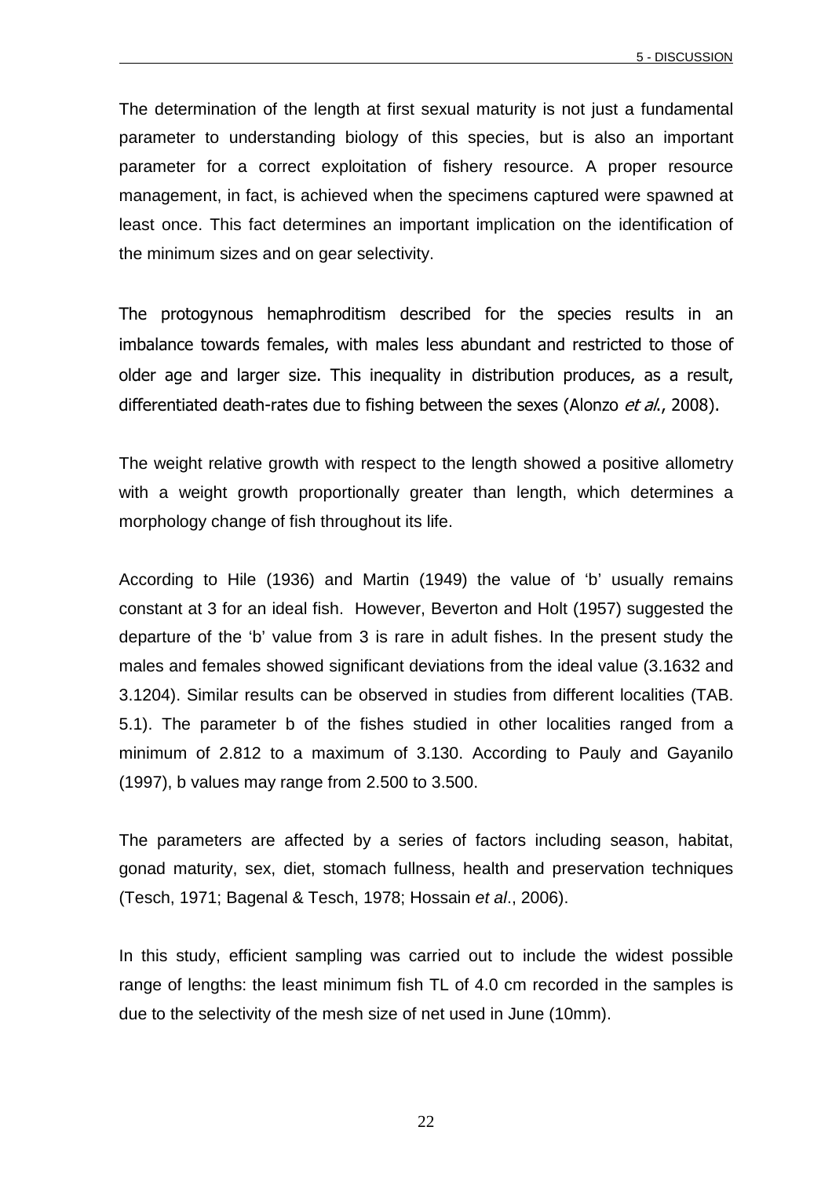The determination of the length at first sexual maturity is not just a fundamental parameter to understanding biology of this species, but is also an important parameter for a correct exploitation of fishery resource. A proper resource management, in fact, is achieved when the specimens captured were spawned at least once. This fact determines an important implication on the identification of the minimum sizes and on gear selectivity.

The protogynous hemaphroditism described for the species results in an imbalance towards females, with males less abundant and restricted to those of older age and larger size. This inequality in distribution produces, as a result, differentiated death-rates due to fishing between the sexes (Alonzo *et al*., 2008).

The weight relative growth with respect to the length showed a positive allometry with a weight growth proportionally greater than length, which determines a morphology change of fish throughout its life.

According to Hile (1936) and Martin (1949) the value of 'b' usually remains constant at 3 for an ideal fish. However, Beverton and Holt (1957) suggested the departure of the 'b' value from 3 is rare in adult fishes. In the present study the males and females showed significant deviations from the ideal value (3.1632 and 3.1204). Similar results can be observed in studies from different localities (TAB. 5.1). The parameter b of the fishes studied in other localities ranged from a minimum of 2.812 to a maximum of 3.130. According to Pauly and Gayanilo (1997), b values may range from 2.500 to 3.500.

The parameters are affected by a series of factors including season, habitat, gonad maturity, sex, diet, stomach fullness, health and preservation techniques (Tesch, 1971; Bagenal & Tesch, 1978; Hossain *et al*., 2006).

In this study, efficient sampling was carried out to include the widest possible range of lengths: the least minimum fish TL of 4.0 cm recorded in the samples is due to the selectivity of the mesh size of net used in June (10mm).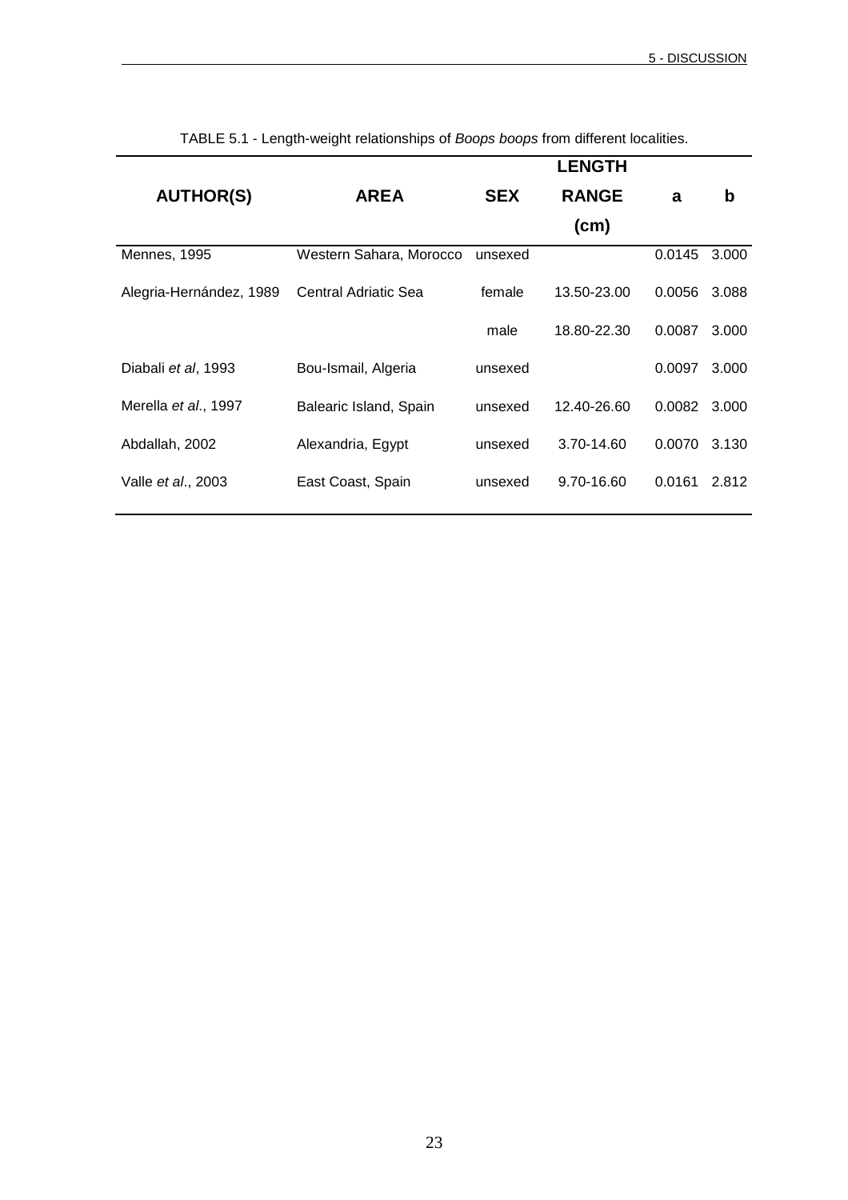TABLE 5.1 - Length-weight relationships of *Boops boops* from different localities.

| AUTHOR(S) | AREA | SEX | LENGTH RANGE (cm) | a | b |
|---|---|---|---|---|---|
| Mennes, 1995 | Western Sahara, Morocco | unsexed | | 0.0145 | 3.000 |
| Alegria-Hernández, 1989 | Central Adriatic Sea | female | 13.50-23.00 | 0.0056 | 3.088 |
| | | male | 18.80-22.30 | 0.0087 | 3.000 |
| Diabali *et al*, 1993 | Bou-Ismail, Algeria | unsexed | | 0.0097 | 3.000 |
| Merella *et al*., 1997 | Balearic Island, Spain | unsexed | 12.40-26.60 | 0.0082 | 3.000 |
| Abdallah, 2002 | Alexandria, Egypt | unsexed | 3.70-14.60 | 0.0070 | 3.130 |
| Valle *et al*., 2003 | East Coast, Spain | unsexed | 9.70-16.60 | 0.0161 | 2.812 |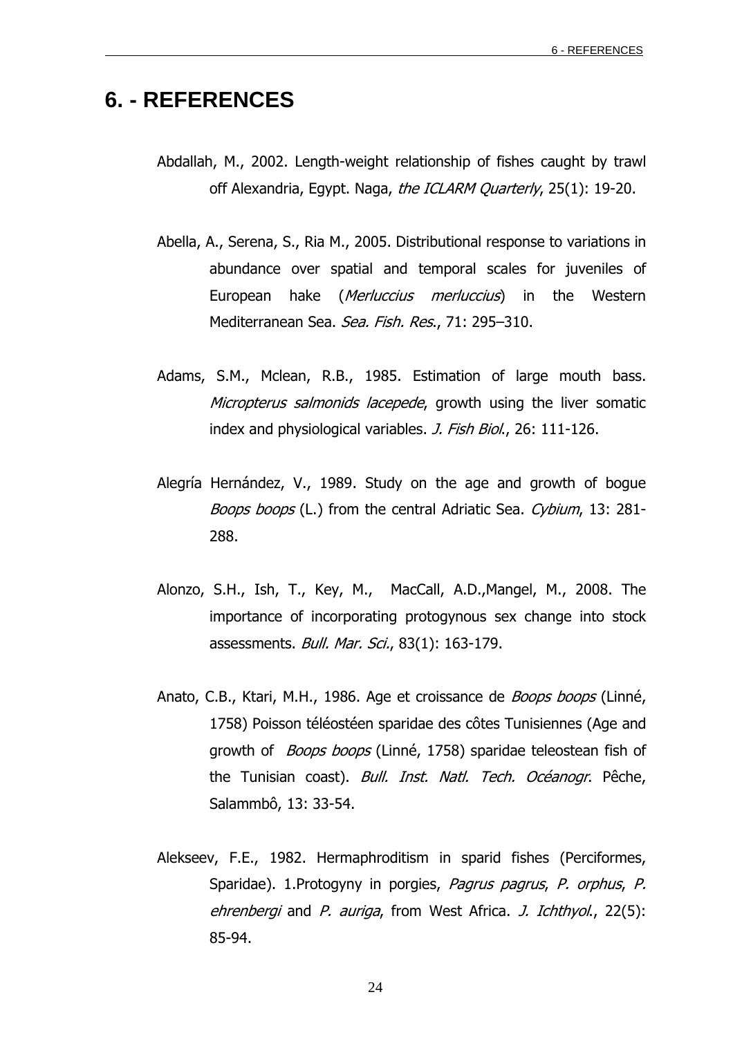# 6. - REFERENCES

Abdallah, M., 2002. Length-weight relationship of fishes caught by trawl off Alexandria, Egypt. Naga, *the ICLARM Quarterly*, 25(1): 19-20.

Abella, A., Serena, S., Ria M., 2005. Distributional response to variations in abundance over spatial and temporal scales for juveniles of European hake (*Merluccius merluccius*) in the Western Mediterranean Sea. *Sea. Fish. Res.*, 71: 295–310.

Adams, S.M., Mclean, R.B., 1985. Estimation of large mouth bass. *Micropterus salmonids lacepede*, growth using the liver somatic index and physiological variables. *J. Fish Biol.*, 26: 111-126.

Alegría Hernández, V., 1989. Study on the age and growth of bogue *Boops boops* (L.) from the central Adriatic Sea. *Cybium*, 13: 281-288.

Alonzo, S.H., Ish, T., Key, M., MacCall, A.D.,Mangel, M., 2008. The importance of incorporating protogynous sex change into stock assessments. *Bull. Mar. Sci.*, 83(1): 163-179.

Anato, C.B., Ktari, M.H., 1986. Age et croissance de *Boops boops* (Linné, 1758) Poisson téléostéen sparidae des côtes Tunisiennes (Age and growth of *Boops boops* (Linné, 1758) sparidae teleostean fish of the Tunisian coast). *Bull. Inst. Natl. Tech. Océanogr*. Pêche, Salammbô, 13: 33-54.

Alekseev, F.E., 1982. Hermaphroditism in sparid fishes (Perciformes, Sparidae). 1.Protogyny in porgies, *Pagrus pagrus*, *P. orphus*, *P. ehrenbergi* and *P. auriga*, from West Africa. *J. Ichthyol.*, 22(5): 85-94.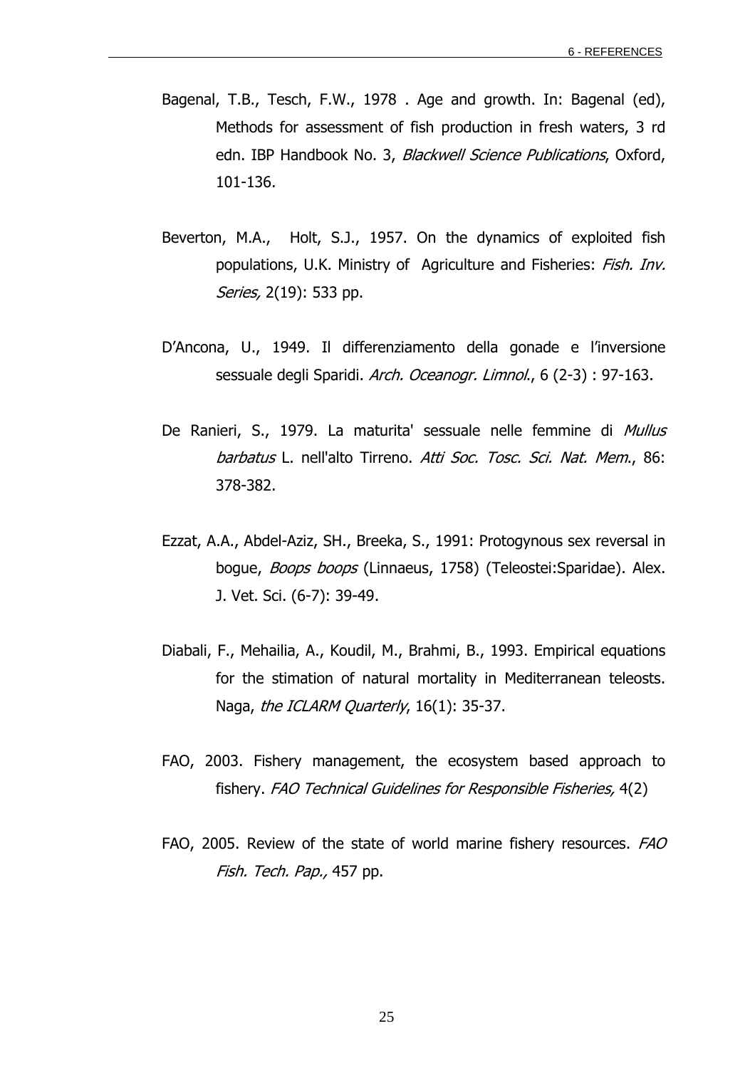Bagenal, T.B., Tesch, F.W., 1978 . Age and growth. In: Bagenal (ed), Methods for assessment of fish production in fresh waters, 3 rd edn. IBP Handbook No. 3, *Blackwell Science Publications*, Oxford, 101-136.

Beverton, M.A., Holt, S.J., 1957. On the dynamics of exploited fish populations, U.K. Ministry of Agriculture and Fisheries: *Fish. Inv. Series,* 2(19): 533 pp.

D'Ancona, U., 1949. Il differenziamento della gonade e l'inversione sessuale degli Sparidi. *Arch. Oceanogr. Limnol.*, 6 (2-3) : 97-163.

De Ranieri, S., 1979. La maturita' sessuale nelle femmine di *Mullus barbatus* L. nell'alto Tirreno. *Atti Soc. Tosc. Sci. Nat. Mem.*, 86: 378-382.

Ezzat, A.A., Abdel-Aziz, SH., Breeka, S., 1991: Protogynous sex reversal in bogue, *Boops boops* (Linnaeus, 1758) (Teleostei:Sparidae). Alex. J. Vet. Sci. (6-7): 39-49.

Diabali, F., Mehailia, A., Koudil, M., Brahmi, B., 1993. Empirical equations for the stimation of natural mortality in Mediterranean teleosts. Naga, *the ICLARM Quarterly*, 16(1): 35-37.

FAO, 2003. Fishery management, the ecosystem based approach to fishery. *FAO Technical Guidelines for Responsible Fisheries,* 4(2)

FAO, 2005. Review of the state of world marine fishery resources. *FAO Fish. Tech. Pap.,* 457 pp.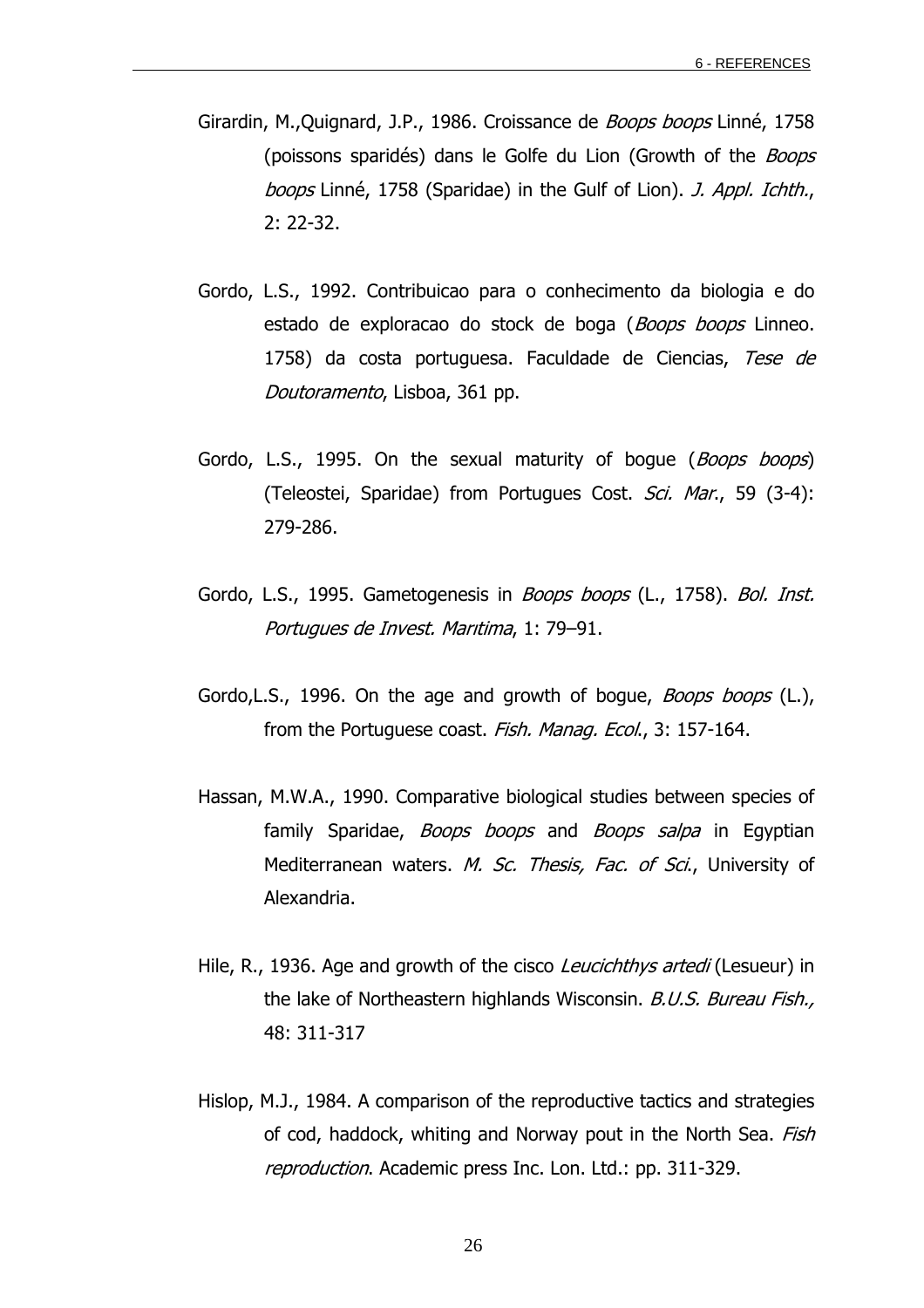Girardin, M.,Quignard, J.P., 1986. Croissance de *Boops boops* Linné, 1758 (poissons sparidés) dans le Golfe du Lion (Growth of the *Boops boops* Linné, 1758 (Sparidae) in the Gulf of Lion). *J. Appl. Ichth.*, 2: 22-32.

Gordo, L.S., 1992. Contribuicao para o conhecimento da biologia e do estado de exploracao do stock de boga (*Boops boops* Linneo. 1758) da costa portuguesa. Faculdade de Ciencias, *Tese de Doutoramento*, Lisboa, 361 pp.

Gordo, L.S., 1995. On the sexual maturity of bogue (*Boops boops*) (Teleostei, Sparidae) from Portugues Cost. *Sci. Mar.*, 59 (3-4): 279-286.

Gordo, L.S., 1995. Gametogenesis in *Boops boops* (L., 1758). *Bol. Inst. Portugues de Invest. Marıtima*, 1: 79–91.

Gordo,L.S., 1996. On the age and growth of bogue, *Boops boops* (L.), from the Portuguese coast. *Fish. Manag. Ecol.*, 3: 157-164.

Hassan, M.W.A., 1990. Comparative biological studies between species of family Sparidae, *Boops boops* and *Boops salpa* in Egyptian Mediterranean waters. *M. Sc. Thesis, Fac. of Sci.*, University of Alexandria.

Hile, R., 1936. Age and growth of the cisco *Leucichthys artedi* (Lesueur) in the lake of Northeastern highlands Wisconsin. *B.U.S. Bureau Fish.,* 48: 311-317

Hislop, M.J., 1984. A comparison of the reproductive tactics and strategies of cod, haddock, whiting and Norway pout in the North Sea. *Fish reproduction*. Academic press Inc. Lon. Ltd.: pp. 311-329.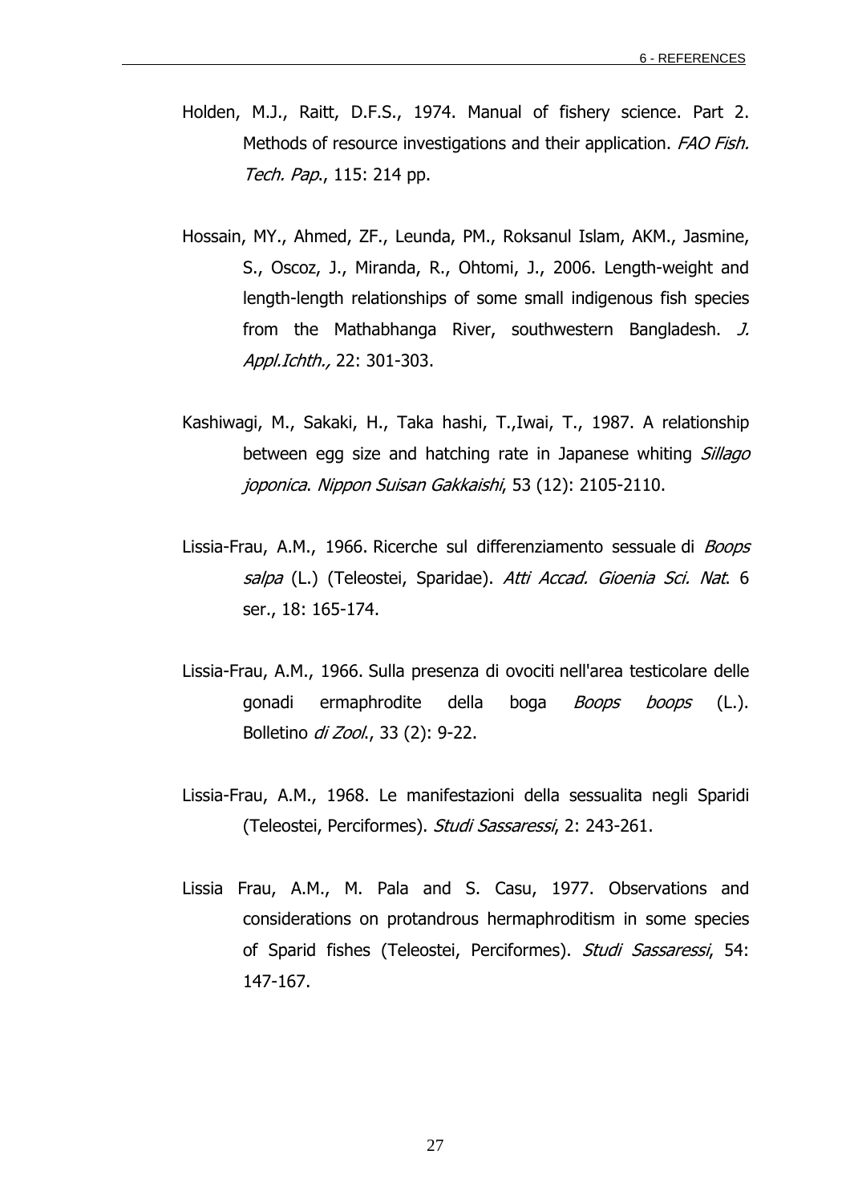Holden, M.J., Raitt, D.F.S., 1974. Manual of fishery science. Part 2. Methods of resource investigations and their application. *FAO Fish. Tech. Pap.*, 115: 214 pp.

Hossain, MY., Ahmed, ZF., Leunda, PM., Roksanul Islam, AKM., Jasmine, S., Oscoz, J., Miranda, R., Ohtomi, J., 2006. Length-weight and length-length relationships of some small indigenous fish species from the Mathabhanga River, southwestern Bangladesh. *J. Appl.Ichth.,* 22: 301-303.

Kashiwagi, M., Sakaki, H., Taka hashi, T.,Iwai, T., 1987. A relationship between egg size and hatching rate in Japanese whiting *Sillago joponica*. *Nippon Suisan Gakkaishi*, 53 (12): 2105-2110.

Lissia-Frau, A.M., 1966. Ricerche sul differenziamento sessuale di *Boops salpa* (L.) (Teleostei, Sparidae). *Atti Accad. Gioenia Sci. Nat*. 6 ser., 18: 165-174.

Lissia-Frau, A.M., 1966. Sulla presenza di ovociti nell'area testicolare delle gonadi ermaphrodite della boga *Boops boops* (L.). Bolletino *di Zool*., 33 (2): 9-22.

Lissia-Frau, A.M., 1968. Le manifestazioni della sessualita negli Sparidi (Teleostei, Perciformes). *Studi Sassaressi*, 2: 243-261.

Lissia Frau, A.M., M. Pala and S. Casu, 1977. Observations and considerations on protandrous hermaphroditism in some species of Sparid fishes (Teleostei, Perciformes). *Studi Sassaressi*, 54: 147-167.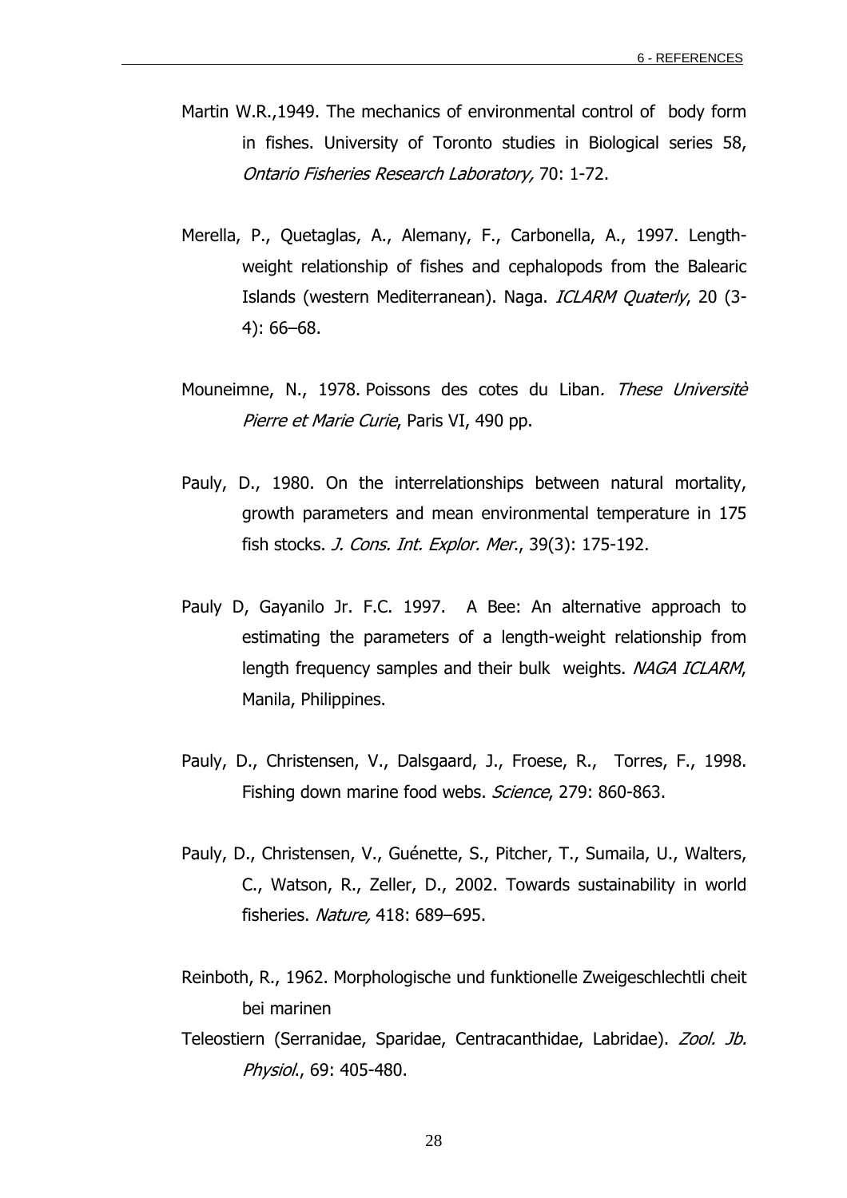Martin W.R.,1949. The mechanics of environmental control of body form in fishes. University of Toronto studies in Biological series 58, *Ontario Fisheries Research Laboratory,* 70: 1-72.

Merella, P., Quetaglas, A., Alemany, F., Carbonella, A., 1997. Length-weight relationship of fishes and cephalopods from the Balearic Islands (western Mediterranean). Naga. *ICLARM Quaterly*, 20 (3-4): 66–68.

Mouneimne, N., 1978. Poissons des cotes du Liban*. These Universitè Pierre et Marie Curie*, Paris VI, 490 pp.

Pauly, D., 1980. On the interrelationships between natural mortality, growth parameters and mean environmental temperature in 175 fish stocks. *J. Cons. Int. Explor. Mer*., 39(3): 175-192.

Pauly D, Gayanilo Jr. F.C. 1997. A Bee: An alternative approach to estimating the parameters of a length-weight relationship from length frequency samples and their bulk weights. *NAGA ICLARM*, Manila, Philippines.

Pauly, D., Christensen, V., Dalsgaard, J., Froese, R., Torres, F., 1998. Fishing down marine food webs. *Science*, 279: 860-863.

Pauly, D., Christensen, V., Guénette, S., Pitcher, T., Sumaila, U., Walters, C., Watson, R., Zeller, D., 2002. Towards sustainability in world fisheries. *Nature,* 418: 689–695.

Reinboth, R., 1962. Morphologische und funktionelle Zweigeschlechtli cheit bei marinen
Teleostiern (Serranidae, Sparidae, Centracanthidae, Labridae). *Zool. Jb. Physiol*., 69: 405-480.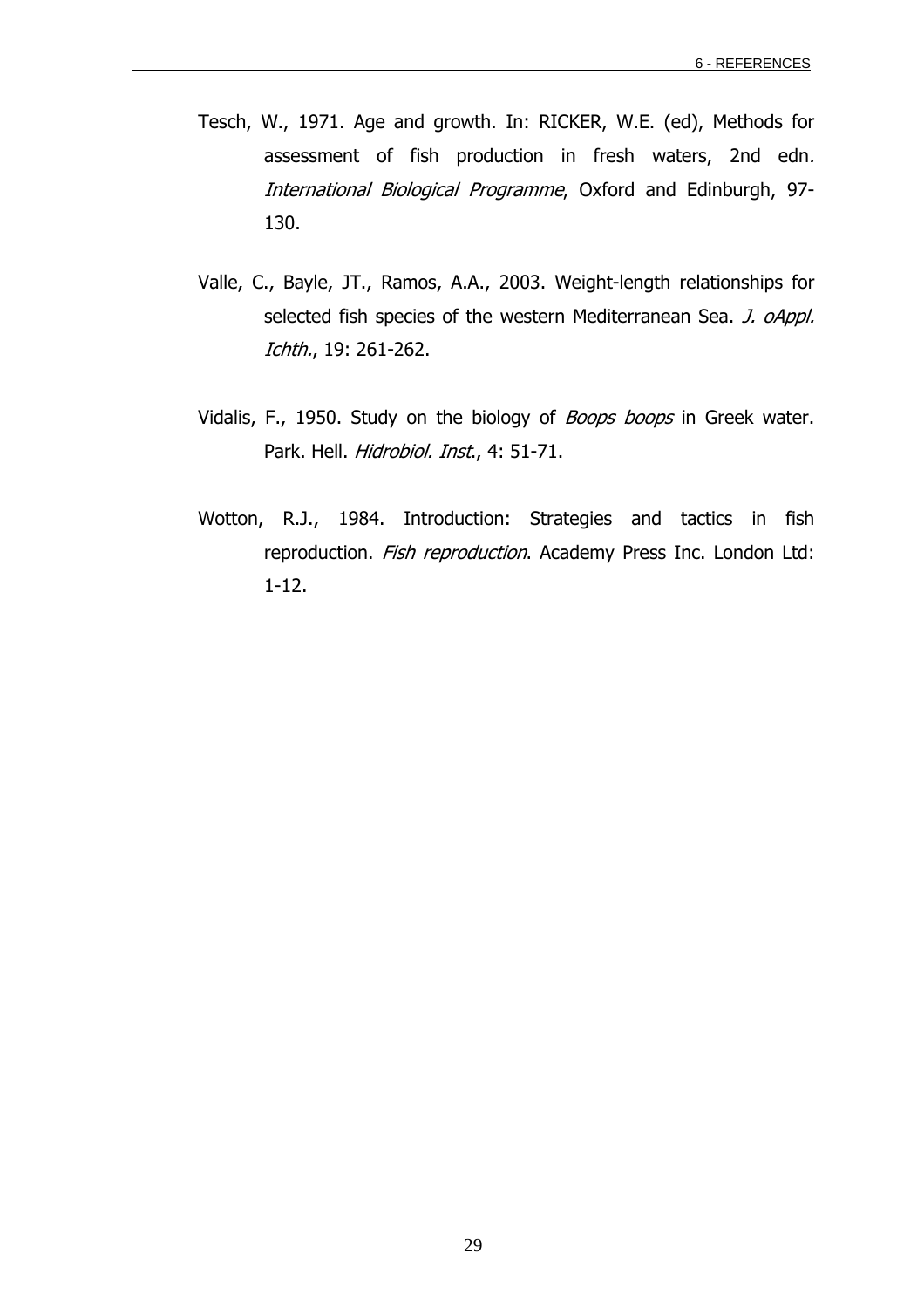Tesch, W., 1971. Age and growth. In: RICKER, W.E. (ed), Methods for assessment of fish production in fresh waters, 2nd edn. *International Biological Programme*, Oxford and Edinburgh, 97-130.

Valle, C., Bayle, JT., Ramos, A.A., 2003. Weight-length relationships for selected fish species of the western Mediterranean Sea. *J. oAppl. Ichth*., 19: 261-262.

Vidalis, F., 1950. Study on the biology of *Boops boops* in Greek water. Park. Hell. *Hidrobiol. Inst*., 4: 51-71.

Wotton, R.J., 1984. Introduction: Strategies and tactics in fish reproduction. *Fish reproduction*. Academy Press Inc. London Ltd: 1-12.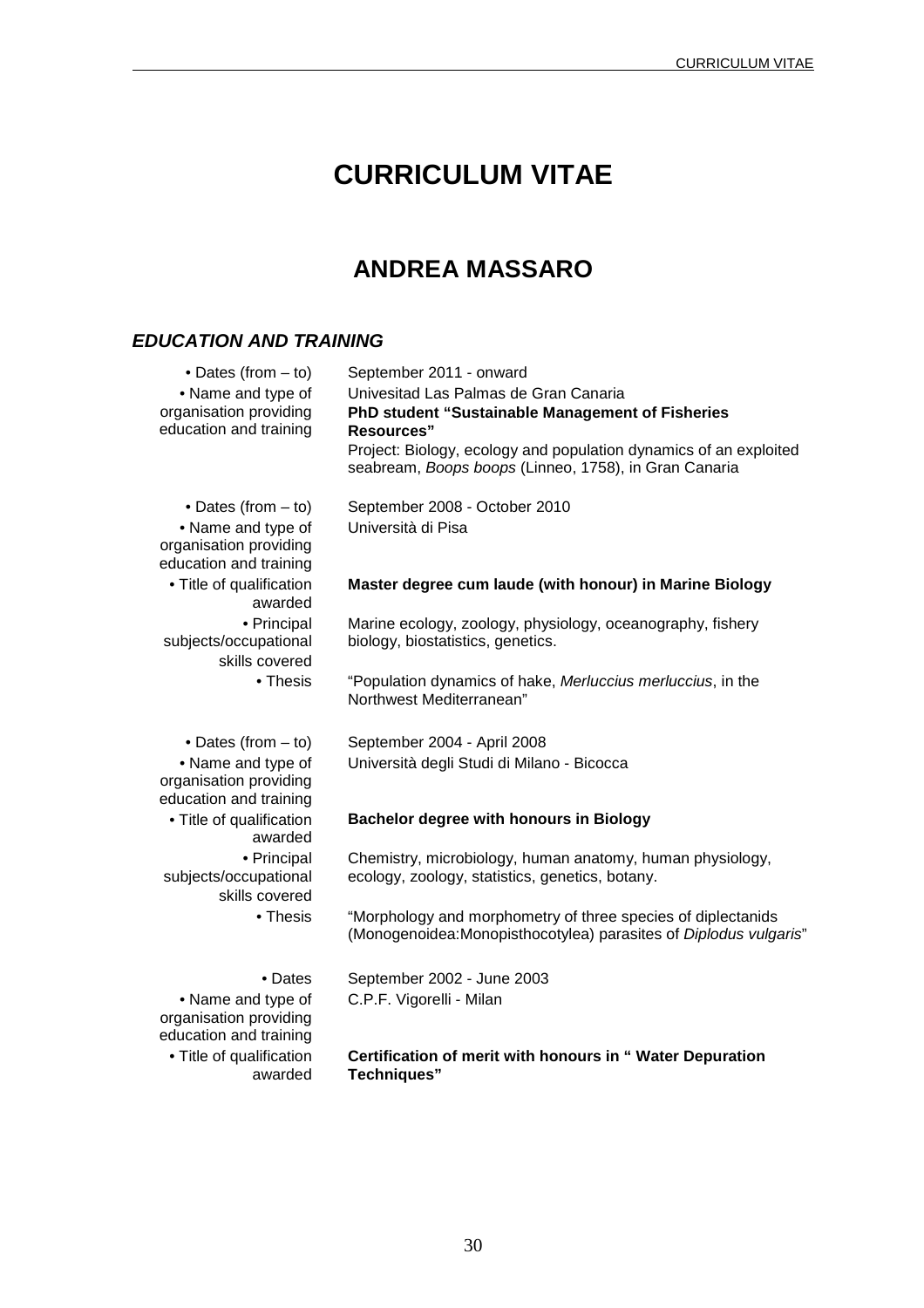# CURRICULUM VITAE

## ANDREA MASSARO

### *EDUCATION AND TRAINING*

| | |
|---|---|
| • Dates (from – to) | September 2011 - onward |
| • Name and type of organisation providing education and training | Univesitad Las Palmas de Gran Canaria<br>**PhD student "Sustainable Management of Fisheries Resources"**<br>Project: Biology, ecology and population dynamics of an exploited seabream, *Boops boops* (Linneo, 1758), in Gran Canaria |
| • Dates (from – to) | September 2008 - October 2010 |
| • Name and type of organisation providing education and training | Università di Pisa |
| • Title of qualification awarded | **Master degree cum laude (with honour) in Marine Biology** |
| • Principal subjects/occupational skills covered | Marine ecology, zoology, physiology, oceanography, fishery biology, biostatistics, genetics. |
| • Thesis | "Population dynamics of hake, *Merluccius merluccius*, in the Northwest Mediterranean" |
| • Dates (from – to) | September 2004 - April 2008 |
| • Name and type of organisation providing education and training | Università degli Studi di Milano - Bicocca |
| • Title of qualification awarded | **Bachelor degree with honours in Biology** |
| • Principal subjects/occupational skills covered | Chemistry, microbiology, human anatomy, human physiology, ecology, zoology, statistics, genetics, botany. |
| • Thesis | "Morphology and morphometry of three species of diplectanids (Monogenoidea:Monopisthocotylea) parasites of *Diplodus vulgaris*" |
| • Dates | September 2002 - June 2003 |
| • Name and type of organisation providing education and training | C.P.F. Vigorelli - Milan |
| • Title of qualification awarded | **Certification of merit with honours in " Water Depuration Techniques"** |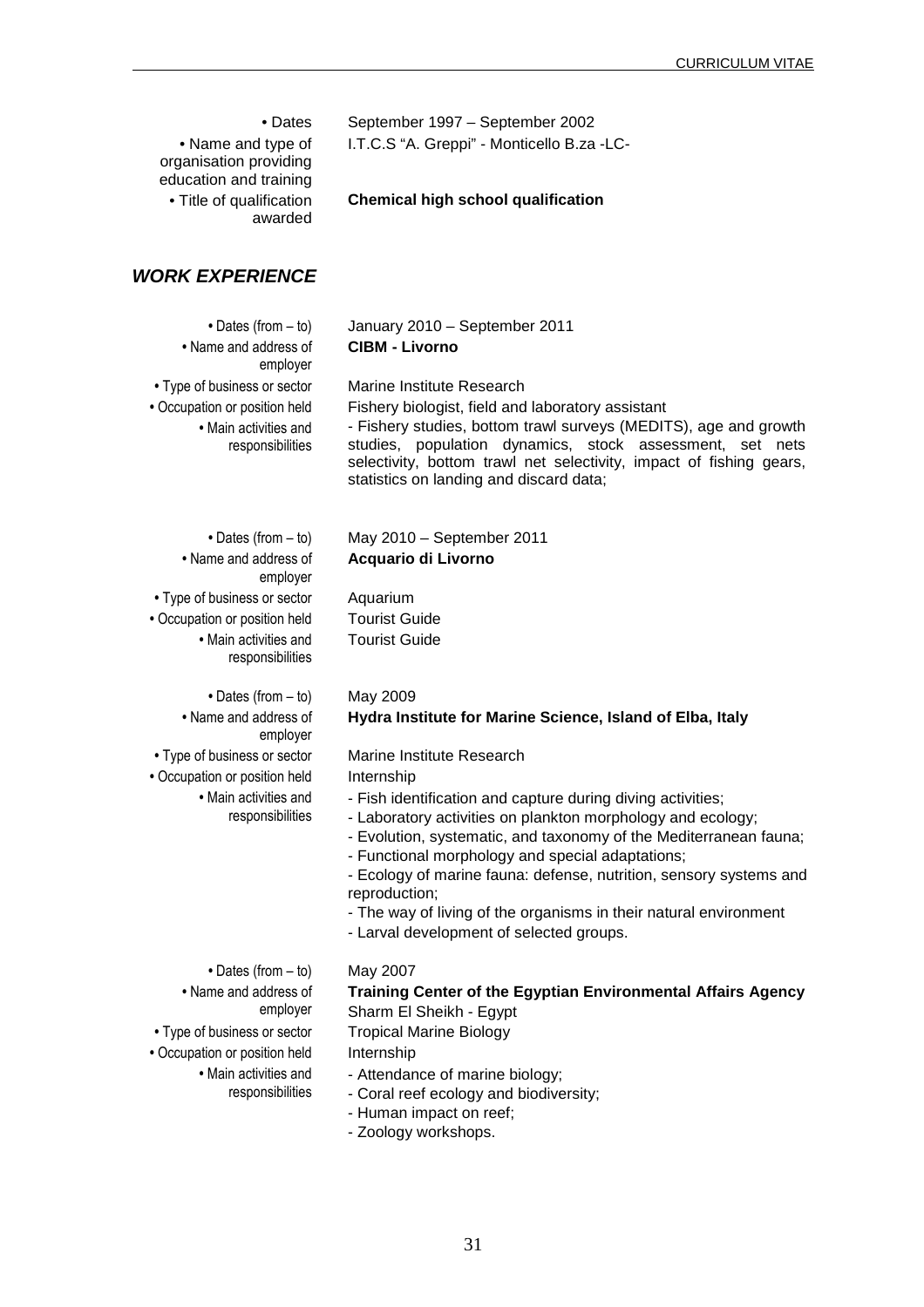| | |
|---|---|
| • Dates | September 1997 – September 2002 |
| • Name and type of organisation providing education and training | I.T.C.S "A. Greppi" - Monticello B.za -LC- |
| • Title of qualification awarded | **Chemical high school qualification** |

## *WORK EXPERIENCE*

| | |
|---|---|
| • Dates (from – to) | January 2010 – September 2011 |
| • Name and address of employer | **CIBM - Livorno** |
| • Type of business or sector | Marine Institute Research |
| • Occupation or position held | Fishery biologist, field and laboratory assistant |
| • Main activities and responsibilities | - Fishery studies, bottom trawl surveys (MEDITS), age and growth studies, population dynamics, stock assessment, set nets selectivity, bottom trawl net selectivity, impact of fishing gears, statistics on landing and discard data; |

| | |
|---|---|
| • Dates (from – to) | May 2010 – September 2011 |
| • Name and address of employer | **Acquario di Livorno** |
| • Type of business or sector | Aquarium |
| • Occupation or position held | Tourist Guide |
| • Main activities and responsibilities | Tourist Guide |

| | |
|---|---|
| • Dates (from – to) | May 2009 |
| • Name and address of employer | **Hydra Institute for Marine Science, Island of Elba, Italy** |
| • Type of business or sector | Marine Institute Research |
| • Occupation or position held | Internship |
| • Main activities and responsibilities | - Fish identification and capture during diving activities;<br>- Laboratory activities on plankton morphology and ecology;<br>- Evolution, systematic, and taxonomy of the Mediterranean fauna;<br>- Functional morphology and special adaptations;<br>- Ecology of marine fauna: defense, nutrition, sensory systems and reproduction;<br>- The way of living of the organisms in their natural environment<br>- Larval development of selected groups. |

| | |
|---|---|
| • Dates (from – to) | May 2007 |
| • Name and address of employer | **Training Center of the Egyptian Environmental Affairs Agency**<br>Sharm El Sheikh - Egypt |
| • Type of business or sector | Tropical Marine Biology |
| • Occupation or position held | Internship |
| • Main activities and responsibilities | - Attendance of marine biology;<br>- Coral reef ecology and biodiversity;<br>- Human impact on reef;<br>- Zoology workshops. |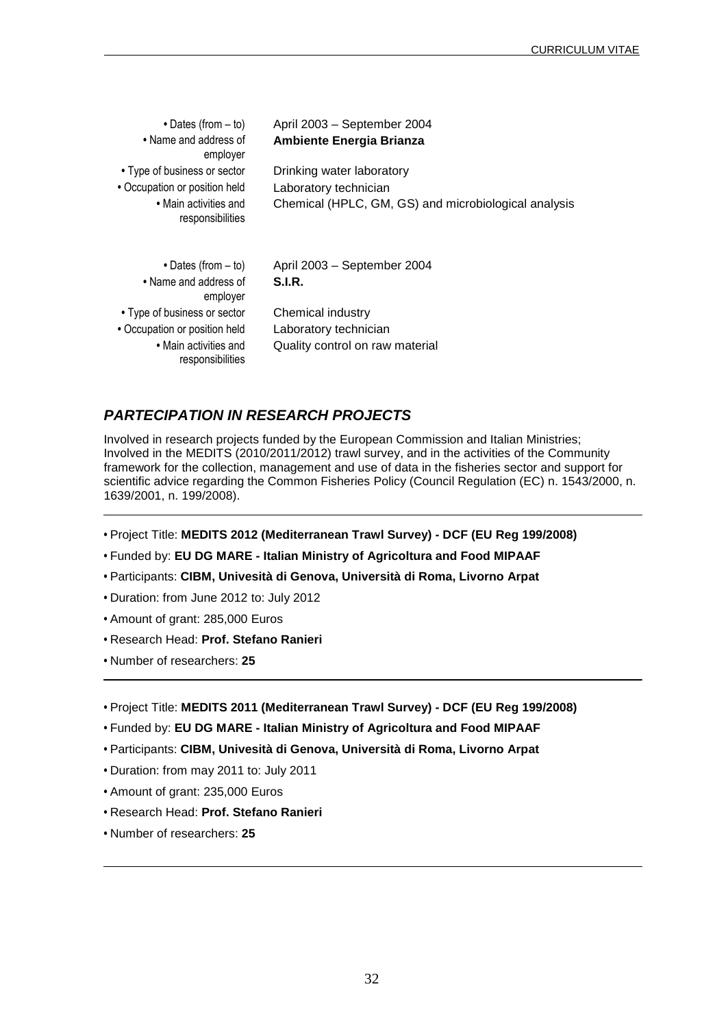- **Dates (from – to)**: April 2003 – September 2004
- **Name and address of employer**: **Ambiente Energia Brianza**
- **Type of business or sector**: Drinking water laboratory
- **Occupation or position held**: Laboratory technician
- **Main activities and responsibilities**: Chemical (HPLC, GM, GS) and microbiological analysis

- **Dates (from – to)**: April 2003 – September 2004
- **Name and address of employer**: **S.I.R.**
- **Type of business or sector**: Chemical industry
- **Occupation or position held**: Laboratory technician
- **Main activities and responsibilities**: Quality control on raw material

## *PARTECIPATION IN RESEARCH PROJECTS*

Involved in research projects funded by the European Commission and Italian Ministries;
Involved in the MEDITS (2010/2011/2012) trawl survey, and in the activities of the Community framework for the collection, management and use of data in the fisheries sector and support for scientific advice regarding the Common Fisheries Policy (Council Regulation (EC) n. 1543/2000, n. 1639/2001, n. 199/2008).

---

- Project Title: **MEDITS 2012 (Mediterranean Trawl Survey) - DCF (EU Reg 199/2008)**
- Funded by: **EU DG MARE - Italian Ministry of Agricoltura and Food MIPAAF**
- Participants: **CIBM, Univesità di Genova, Università di Roma, Livorno Arpat**
- Duration: from June 2012 to: July 2012
- Amount of grant: 285,000 Euros
- Research Head: **Prof. Stefano Ranieri**
- Number of researchers: **25**

---

- Project Title: **MEDITS 2011 (Mediterranean Trawl Survey) - DCF (EU Reg 199/2008)**
- Funded by: **EU DG MARE - Italian Ministry of Agricoltura and Food MIPAAF**
- Participants: **CIBM, Univesità di Genova, Università di Roma, Livorno Arpat**
- Duration: from may 2011 to: July 2011
- Amount of grant: 235,000 Euros
- Research Head: **Prof. Stefano Ranieri**
- Number of researchers: **25**

---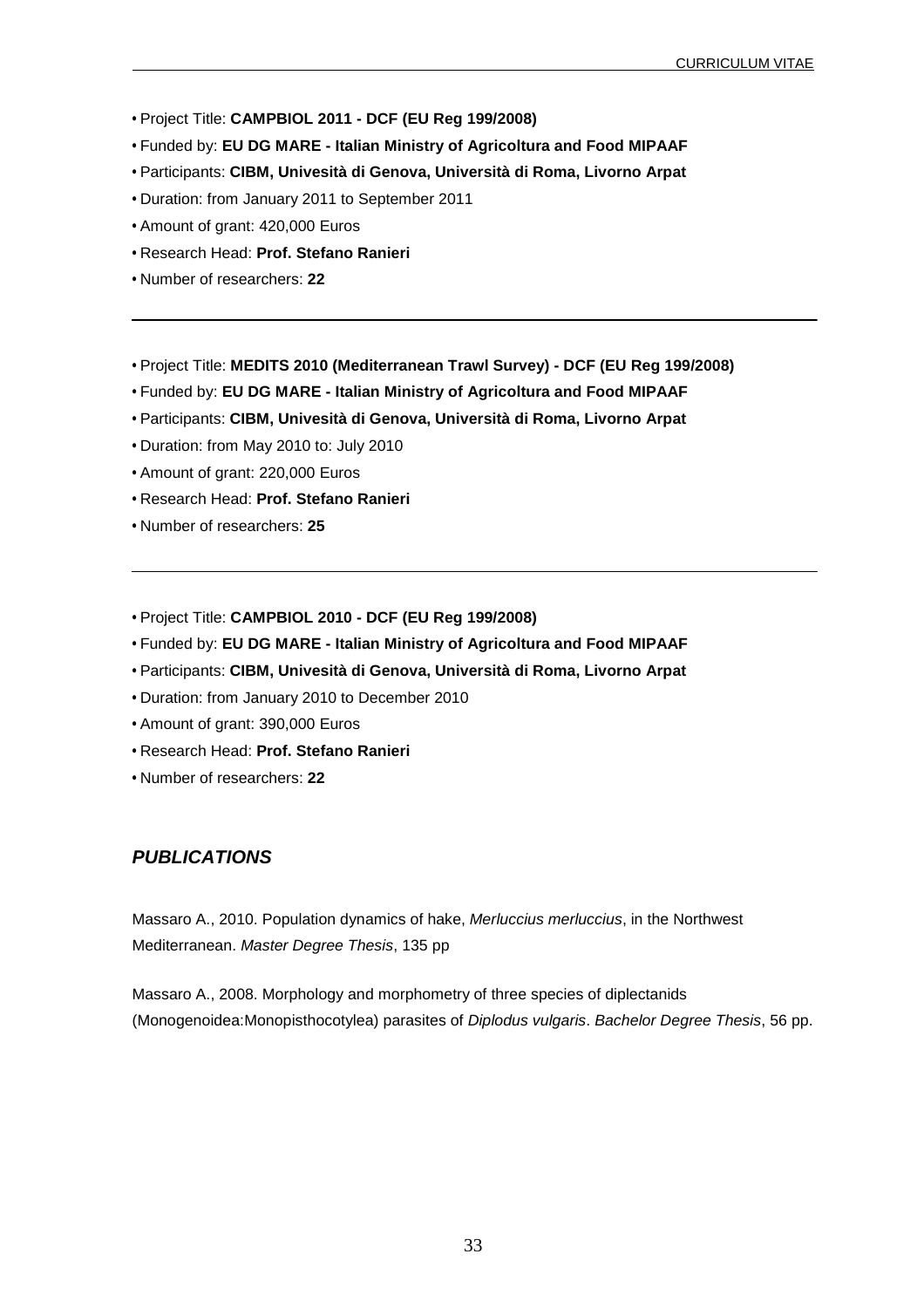- Project Title: **CAMPBIOL 2011 - DCF (EU Reg 199/2008)**
- Funded by: **EU DG MARE - Italian Ministry of Agricoltura and Food MIPAAF**
- Participants: **CIBM, Univesità di Genova, Università di Roma, Livorno Arpat**
- Duration: from January 2011 to September 2011
- Amount of grant: 420,000 Euros
- Research Head: **Prof. Stefano Ranieri**
- Number of researchers: **22**

---

- Project Title: **MEDITS 2010 (Mediterranean Trawl Survey) - DCF (EU Reg 199/2008)**
- Funded by: **EU DG MARE - Italian Ministry of Agricoltura and Food MIPAAF**
- Participants: **CIBM, Univesità di Genova, Università di Roma, Livorno Arpat**
- Duration: from May 2010 to: July 2010
- Amount of grant: 220,000 Euros
- Research Head: **Prof. Stefano Ranieri**
- Number of researchers: **25**

---

- Project Title: **CAMPBIOL 2010 - DCF (EU Reg 199/2008)**
- Funded by: **EU DG MARE - Italian Ministry of Agricoltura and Food MIPAAF**
- Participants: **CIBM, Univesità di Genova, Università di Roma, Livorno Arpat**
- Duration: from January 2010 to December 2010
- Amount of grant: 390,000 Euros
- Research Head: **Prof. Stefano Ranieri**
- Number of researchers: **22**

## ***PUBLICATIONS***

Massaro A., 2010. Population dynamics of hake, *Merluccius merluccius*, in the Northwest Mediterranean. *Master Degree Thesis*, 135 pp

Massaro A., 2008. Morphology and morphometry of three species of diplectanids (Monogenoidea:Monopisthocotylea) parasites of *Diplodus vulgaris*. *Bachelor Degree Thesis*, 56 pp.